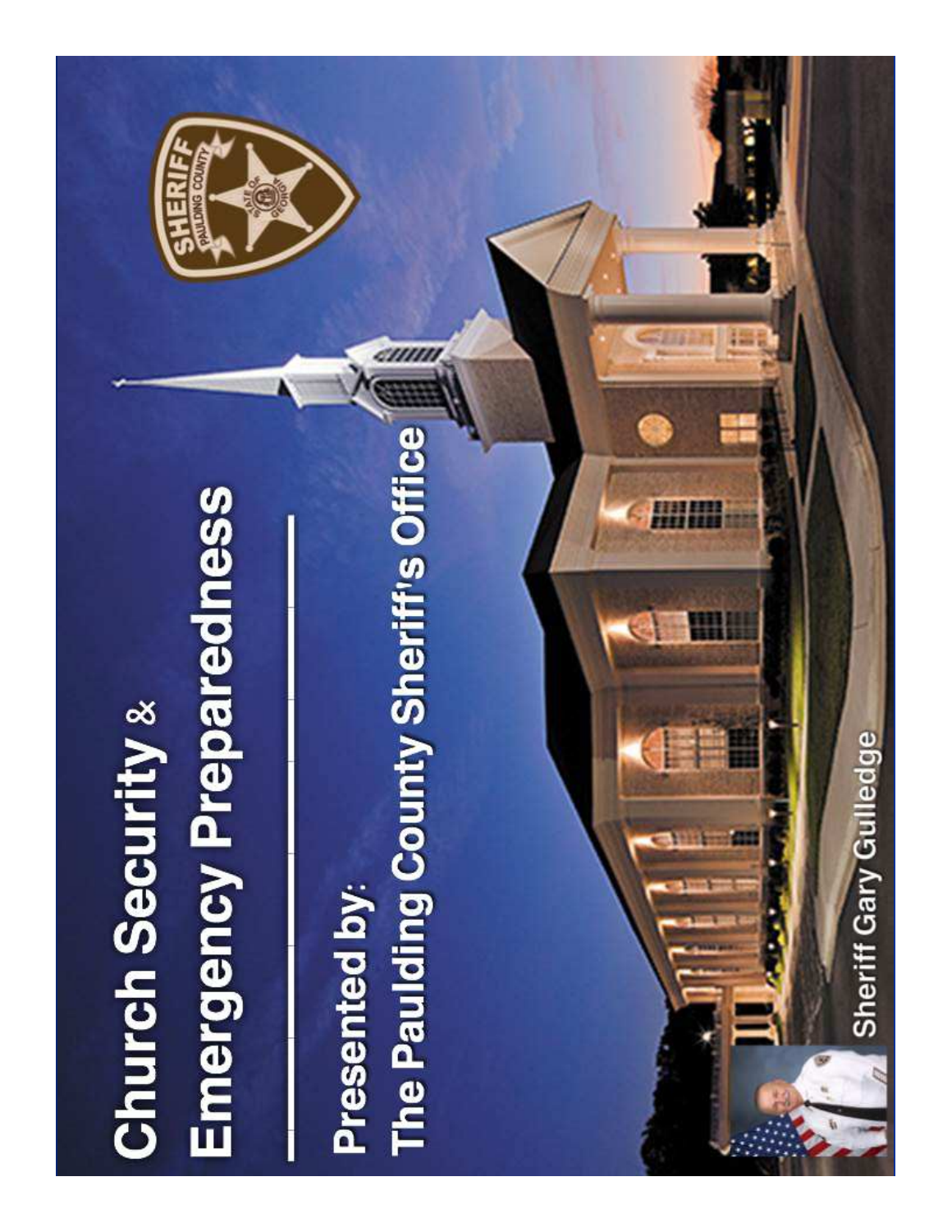# Church Security & Emergency Preparedness

Presented by:
The Paulding County Sheriff's Office

Sheriff Gary Gulledge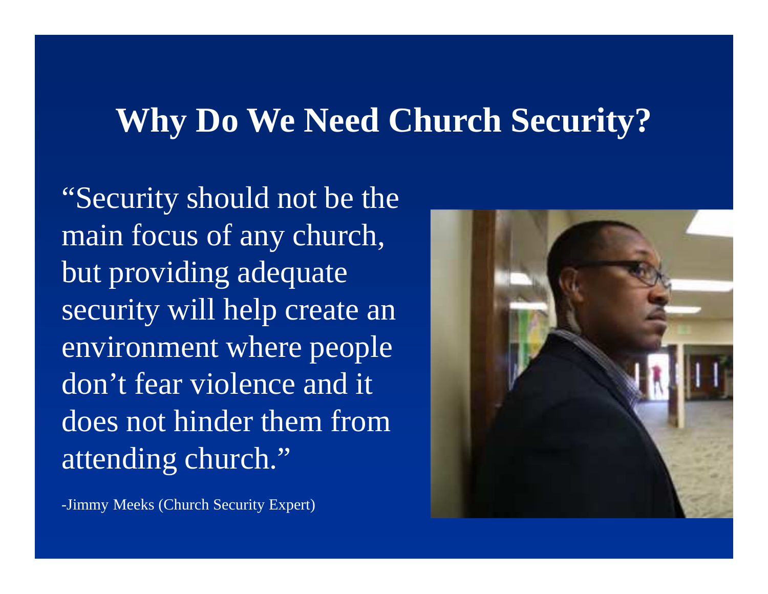# Why Do We Need Church Security?

"Security should not be the main focus of any church, but providing adequate security will help create an environment where people don't fear violence and it does not hinder them from attending church."

-Jimmy Meeks (Church Security Expert)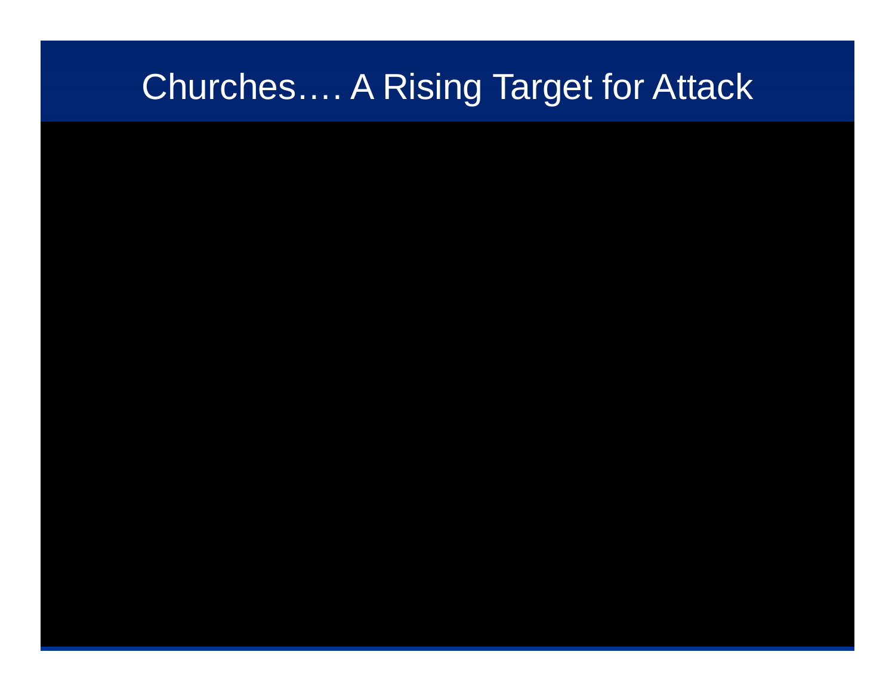# Churches…. A Rising Target for Attack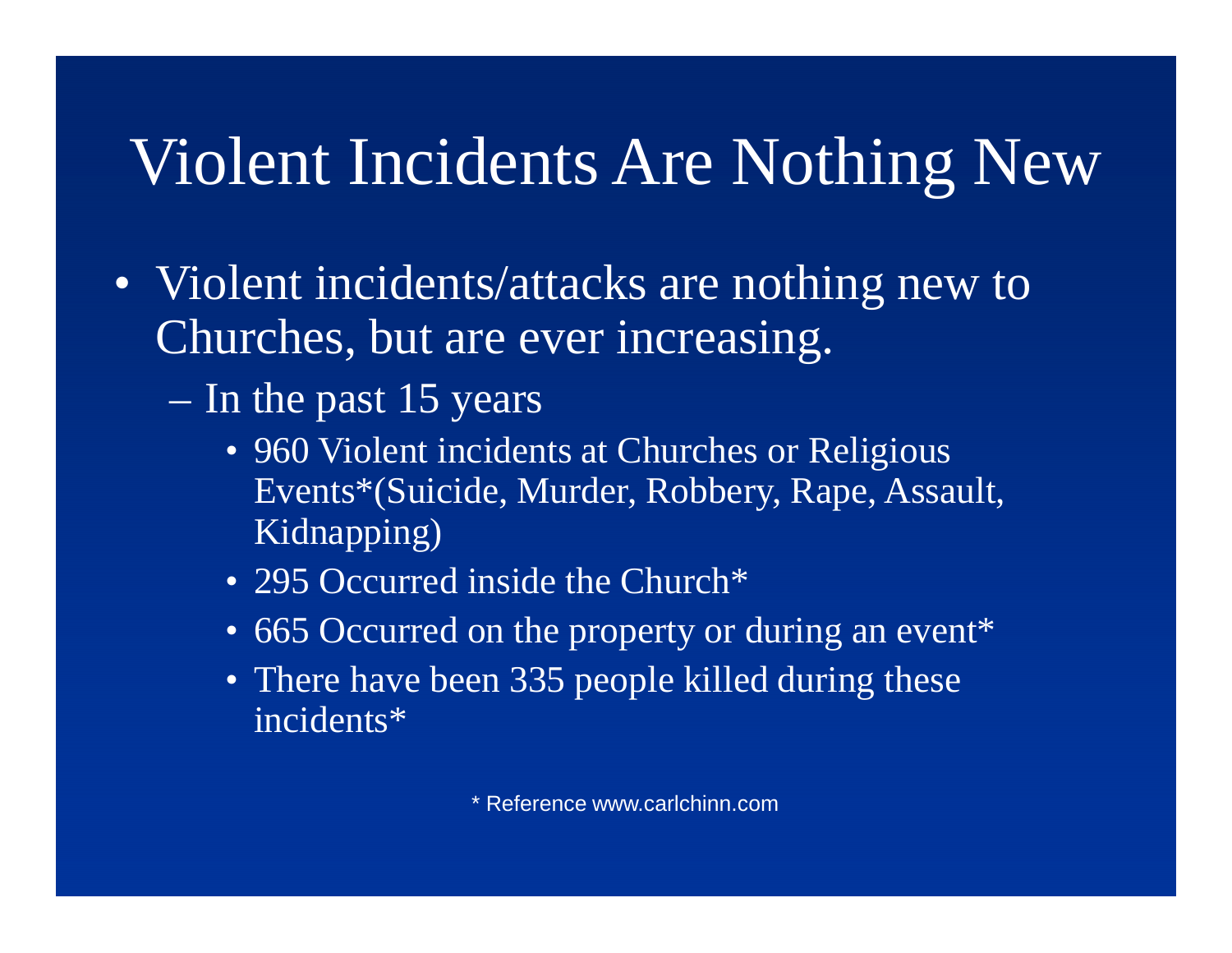# Violent Incidents Are Nothing New

- Violent incidents/attacks are nothing new to Churches, but are ever increasing.
  - In the past 15 years
    - 960 Violent incidents at Churches or Religious Events*(Suicide, Murder, Robbery, Rape, Assault, Kidnapping)
    - 295 Occurred inside the Church*
    - 665 Occurred on the property or during an event*
    - There have been 335 people killed during these incidents*

* Reference www.carlchinn.com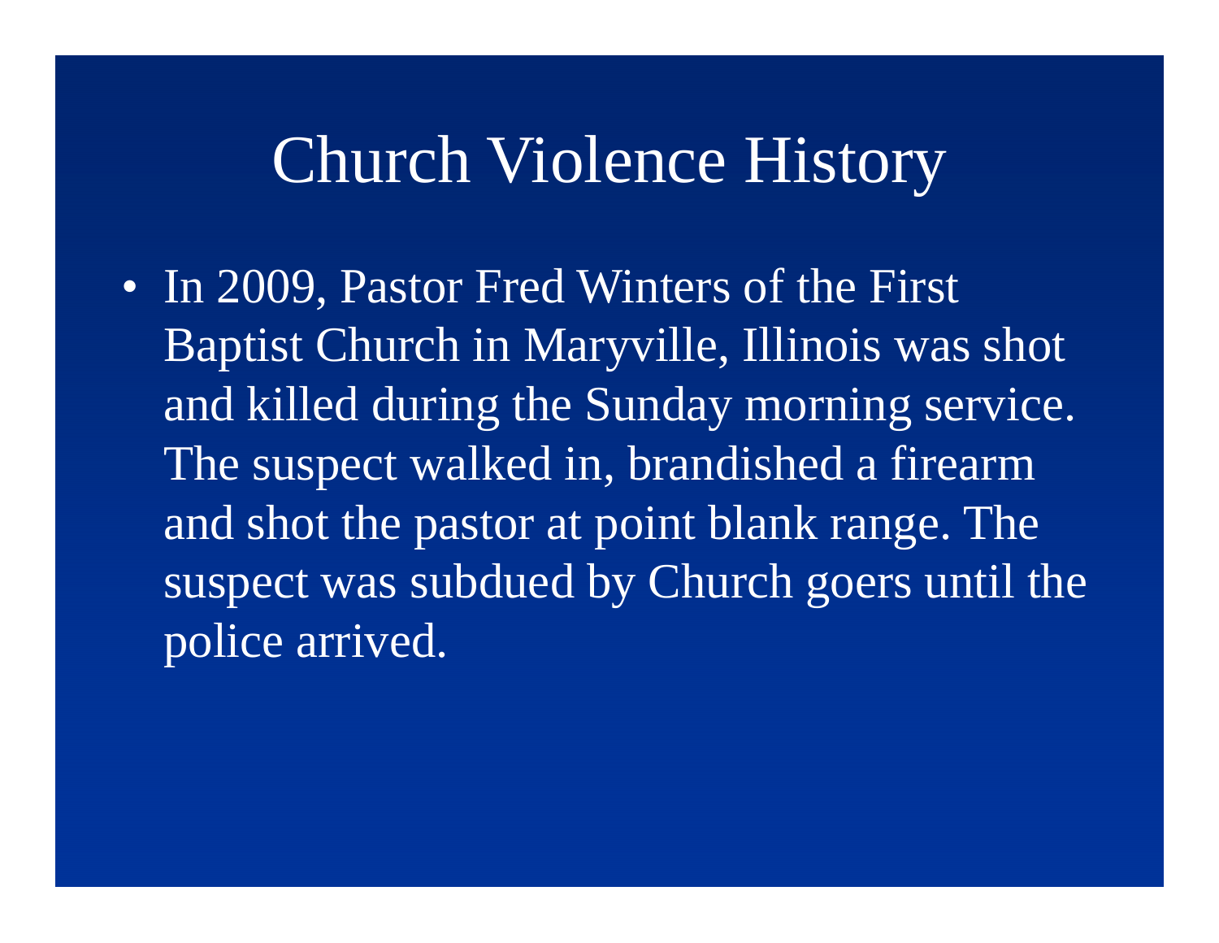# Church Violence History

- In 2009, Pastor Fred Winters of the First Baptist Church in Maryville, Illinois was shot and killed during the Sunday morning service. The suspect walked in, brandished a firearm and shot the pastor at point blank range. The suspect was subdued by Church goers until the police arrived.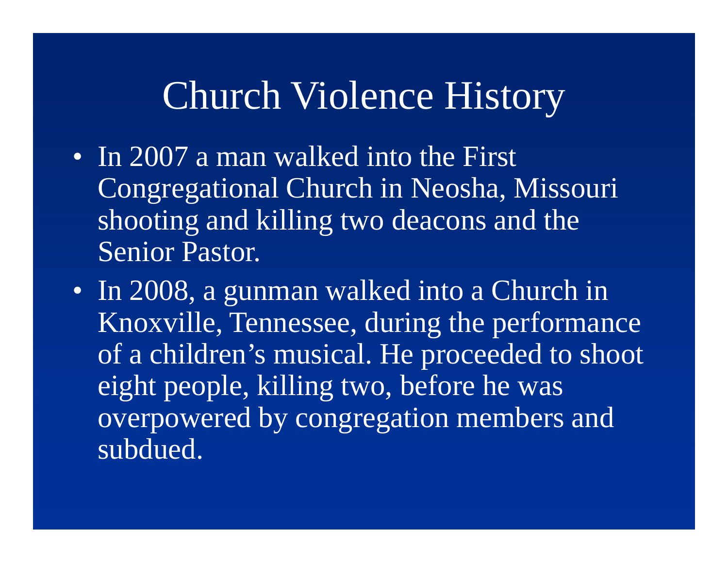# Church Violence History

- In 2007 a man walked into the First Congregational Church in Neosha, Missouri shooting and killing two deacons and the Senior Pastor.
- In 2008, a gunman walked into a Church in Knoxville, Tennessee, during the performance of a children's musical. He proceeded to shoot eight people, killing two, before he was overpowered by congregation members and subdued.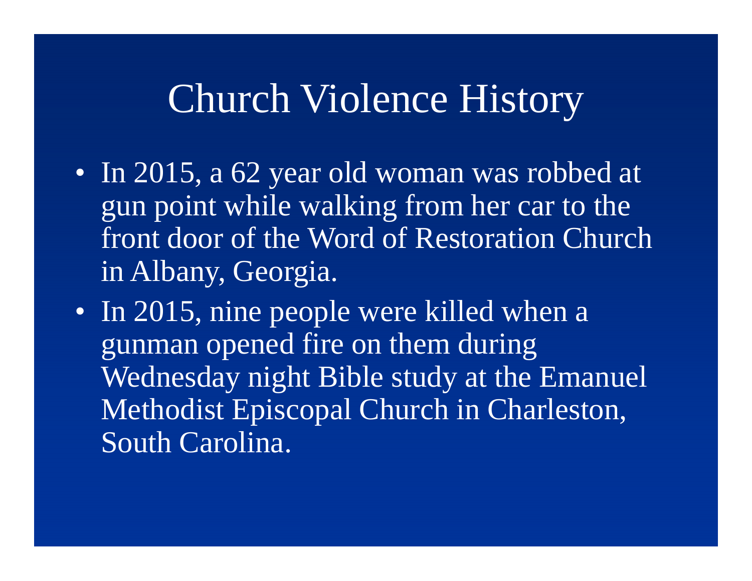# Church Violence History

- In 2015, a 62 year old woman was robbed at gun point while walking from her car to the front door of the Word of Restoration Church in Albany, Georgia.
- In 2015, nine people were killed when a gunman opened fire on them during Wednesday night Bible study at the Emanuel Methodist Episcopal Church in Charleston, South Carolina.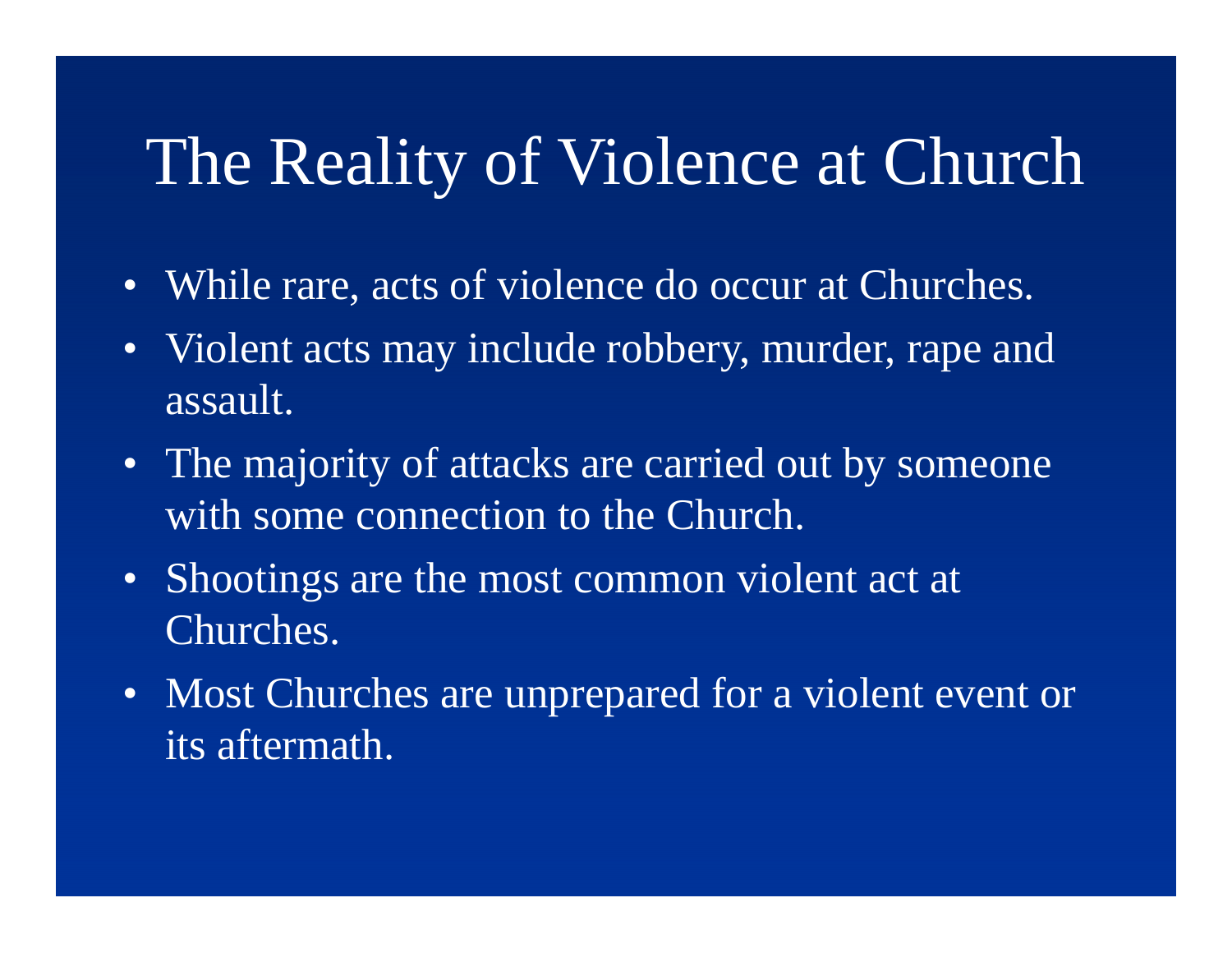# The Reality of Violence at Church

- While rare, acts of violence do occur at Churches.
- Violent acts may include robbery, murder, rape and assault.
- The majority of attacks are carried out by someone with some connection to the Church.
- Shootings are the most common violent act at Churches.
- Most Churches are unprepared for a violent event or its aftermath.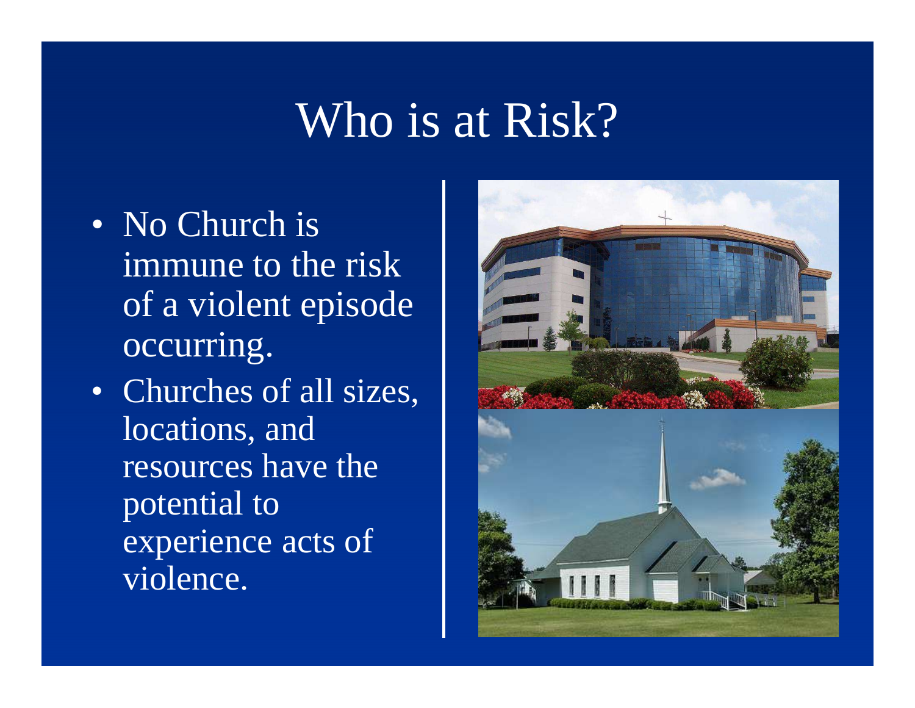# Who is at Risk?

- No Church is immune to the risk of a violent episode occurring.
- Churches of all sizes, locations, and resources have the potential to experience acts of violence.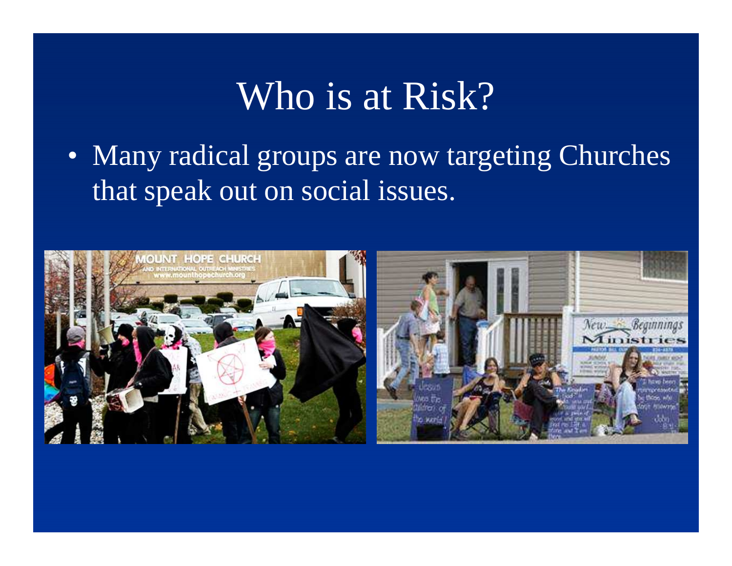# Who is at Risk?

- Many radical groups are now targeting Churches that speak out on social issues.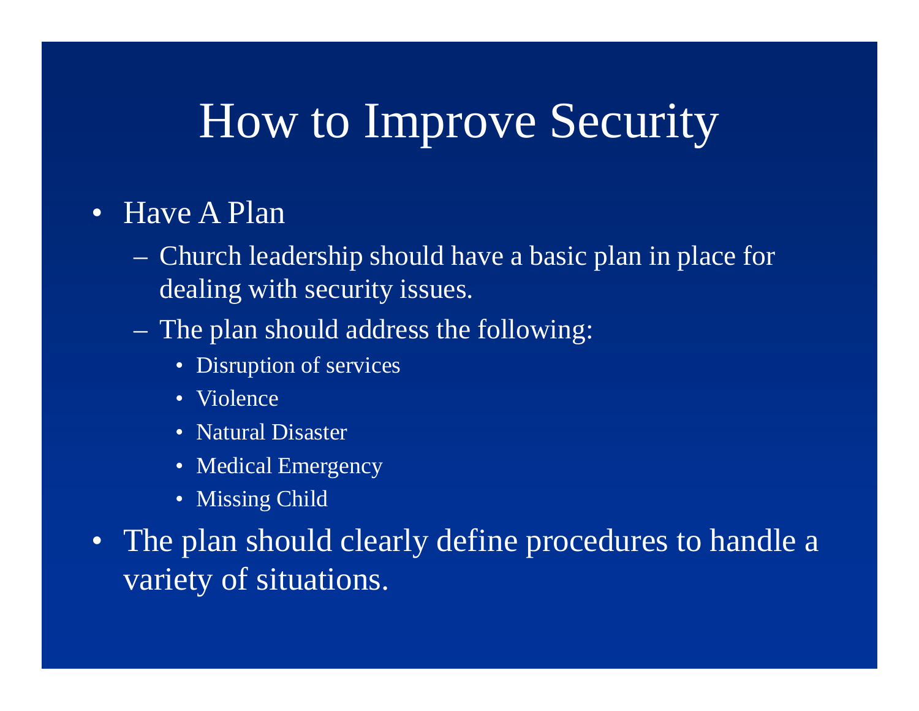# How to Improve Security

- Have A Plan
  - Church leadership should have a basic plan in place for dealing with security issues.
  - The plan should address the following:
    - Disruption of services
    - Violence
    - Natural Disaster
    - Medical Emergency
    - Missing Child
- The plan should clearly define procedures to handle a variety of situations.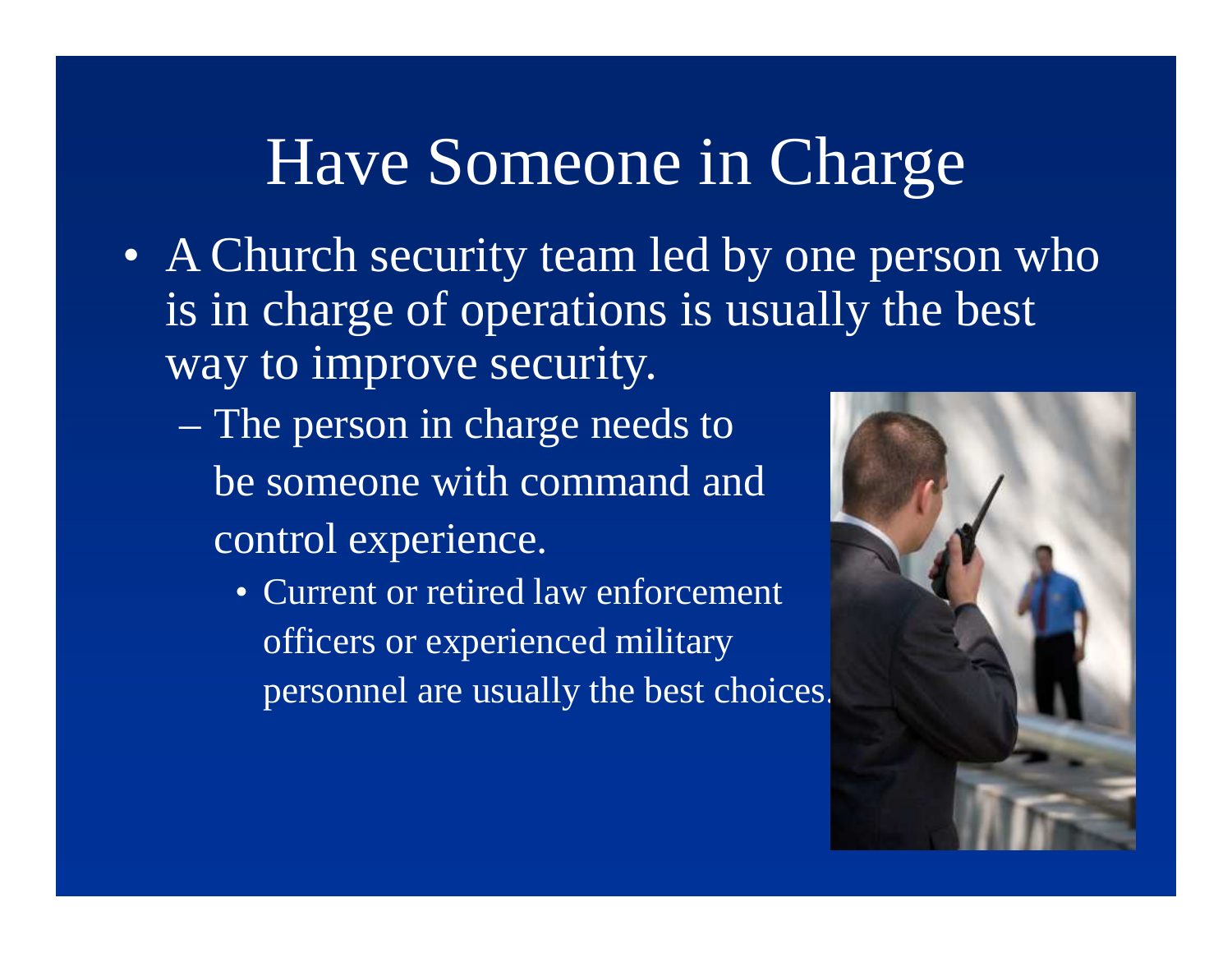# Have Someone in Charge

- A Church security team led by one person who is in charge of operations is usually the best way to improve security.
  - The person in charge needs to be someone with command and control experience.
    - Current or retired law enforcement officers or experienced military personnel are usually the best choices.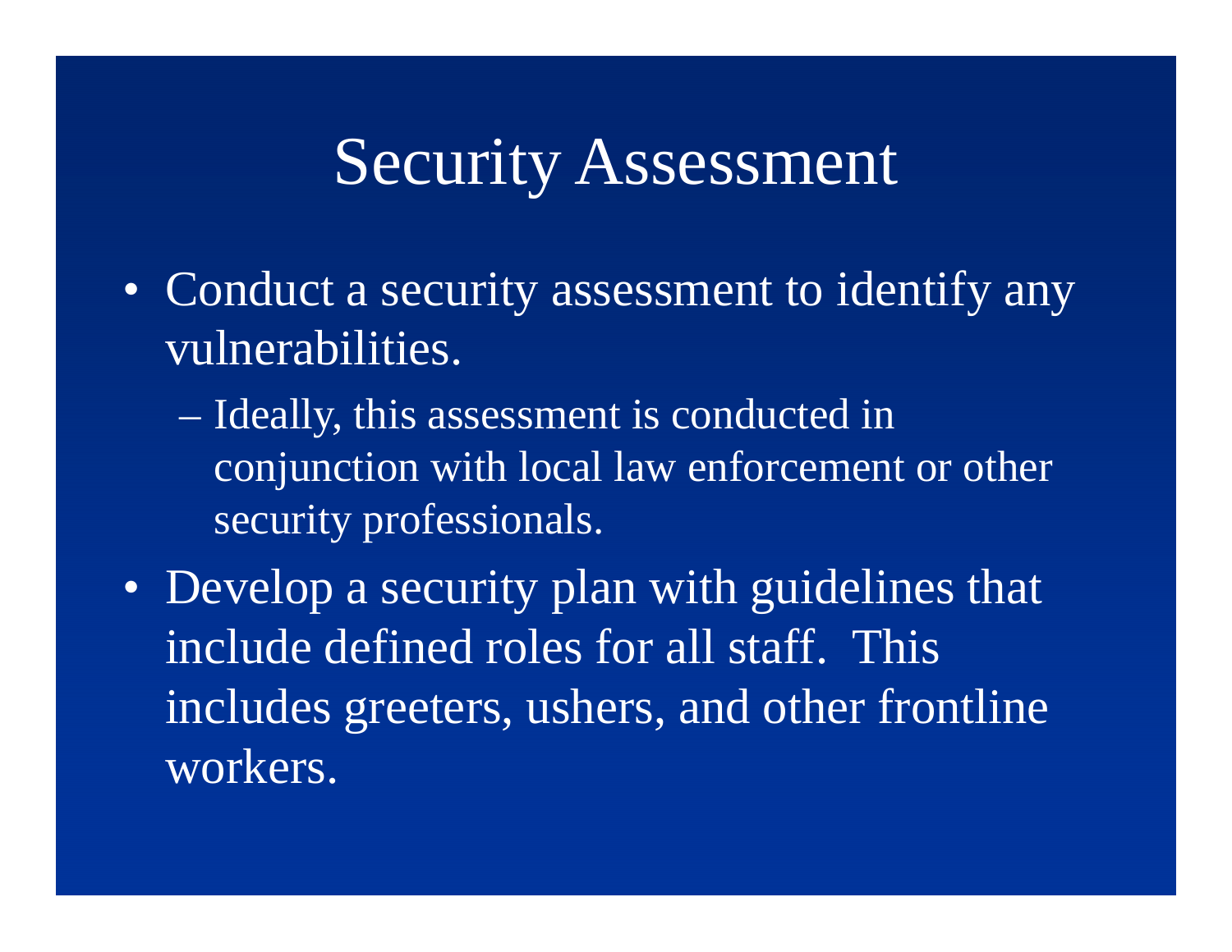# Security Assessment

- Conduct a security assessment to identify any vulnerabilities.
  - Ideally, this assessment is conducted in conjunction with local law enforcement or other security professionals.
- Develop a security plan with guidelines that include defined roles for all staff. This includes greeters, ushers, and other frontline workers.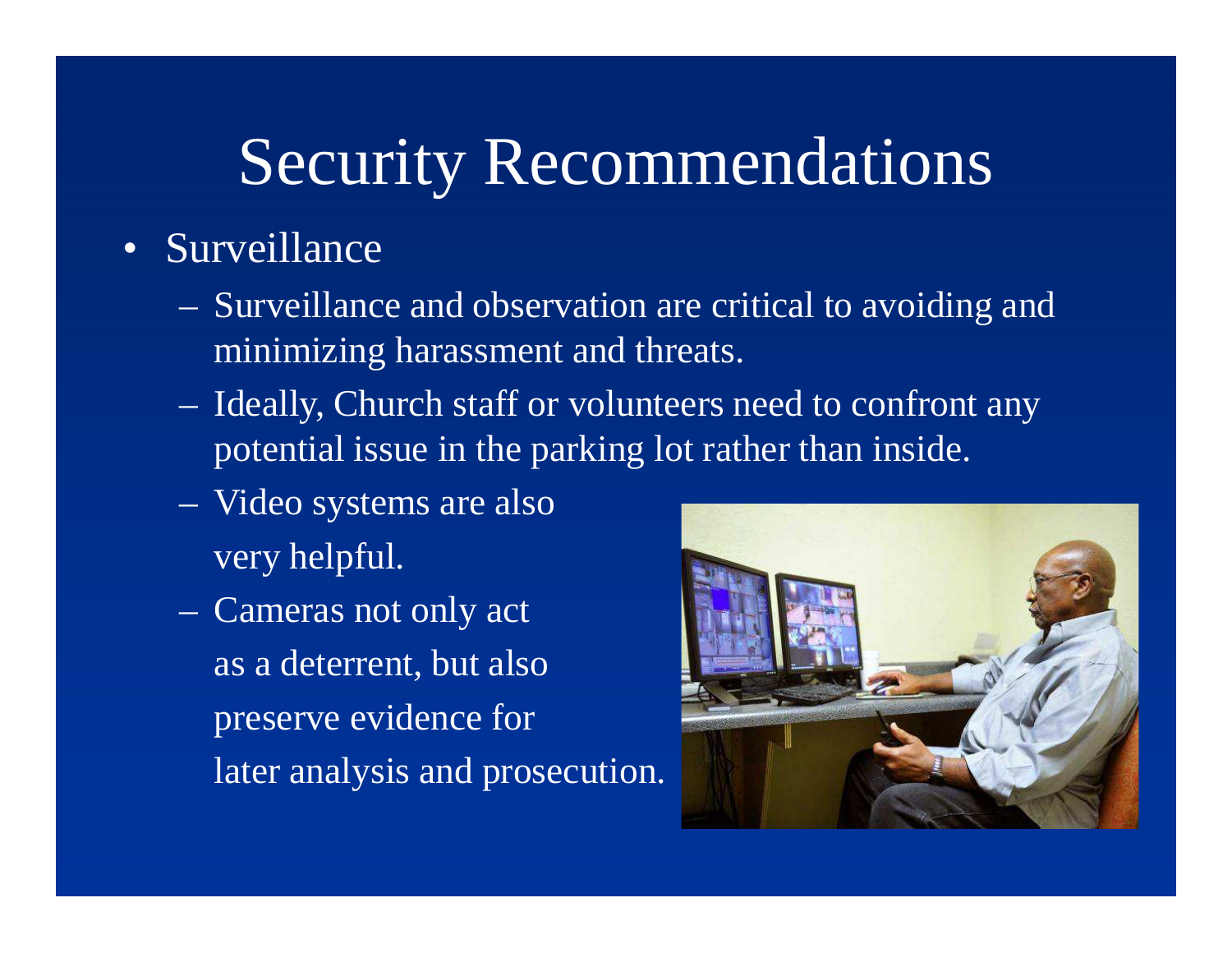# Security Recommendations

- Surveillance
  - Surveillance and observation are critical to avoiding and minimizing harassment and threats.
  - Ideally, Church staff or volunteers need to confront any potential issue in the parking lot rather than inside.
  - Video systems are also very helpful.
  - Cameras not only act as a deterrent, but also preserve evidence for later analysis and prosecution.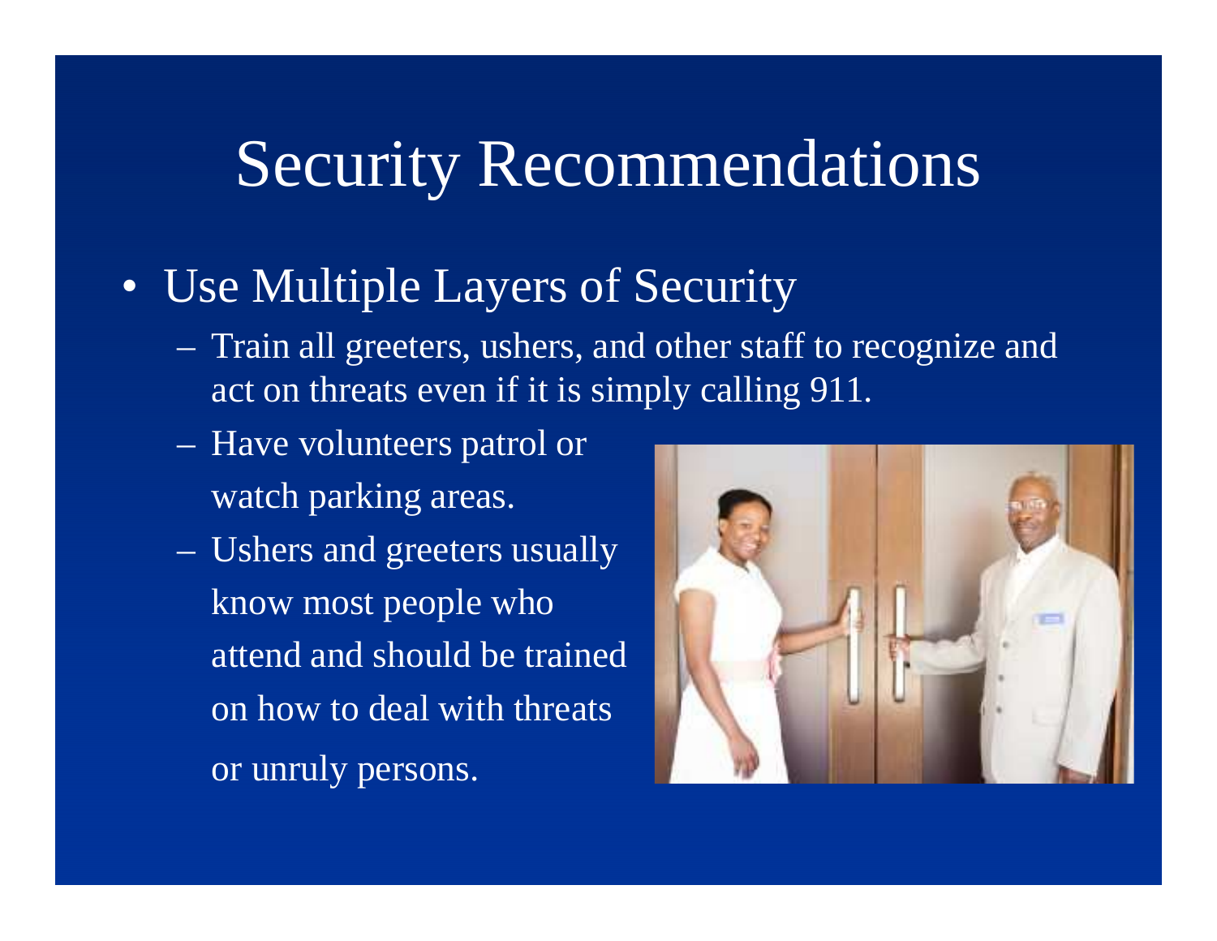# Security Recommendations

- Use Multiple Layers of Security
  - Train all greeters, ushers, and other staff to recognize and act on threats even if it is simply calling 911.
  - Have volunteers patrol or watch parking areas.
  - Ushers and greeters usually know most people who attend and should be trained on how to deal with threats or unruly persons.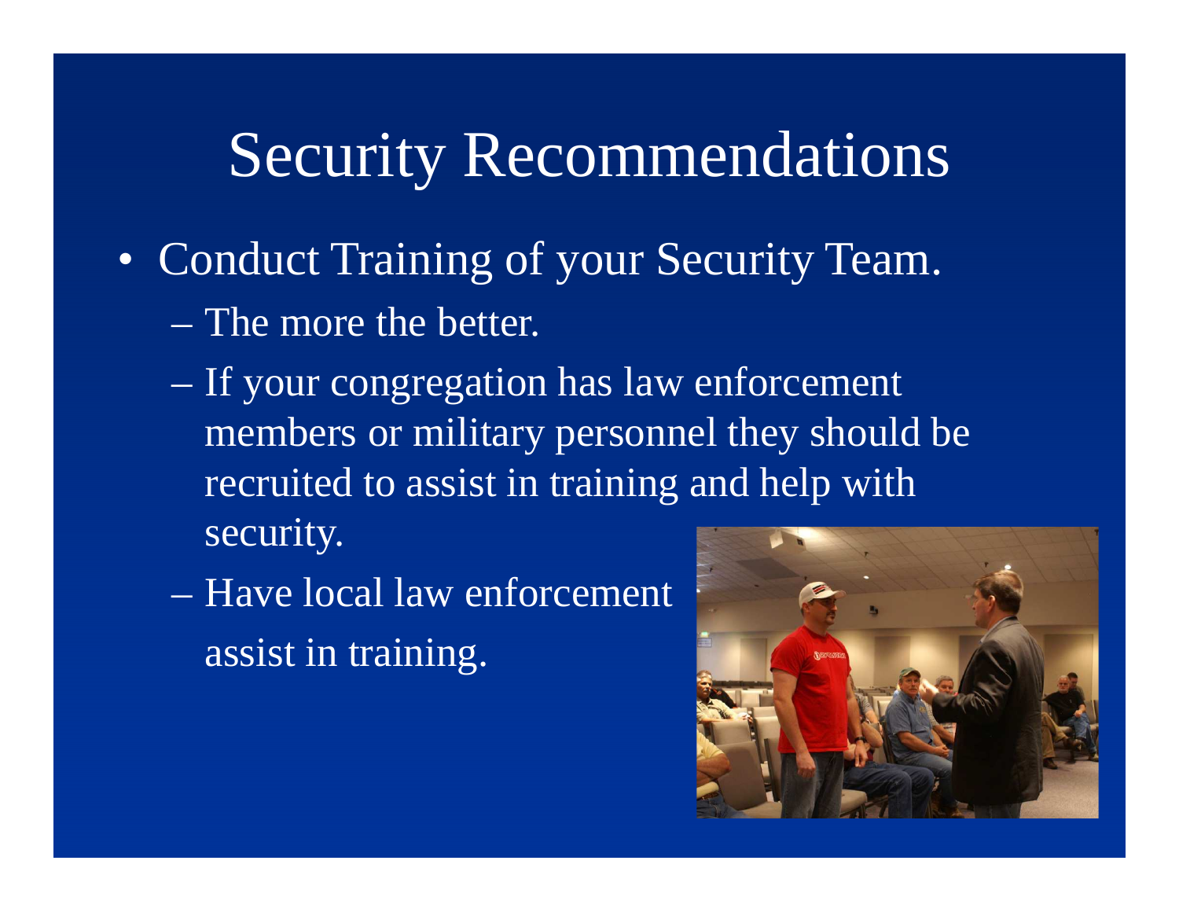# Security Recommendations

- Conduct Training of your Security Team.
  - The more the better.
  - If your congregation has law enforcement members or military personnel they should be recruited to assist in training and help with security.
  - Have local law enforcement assist in training.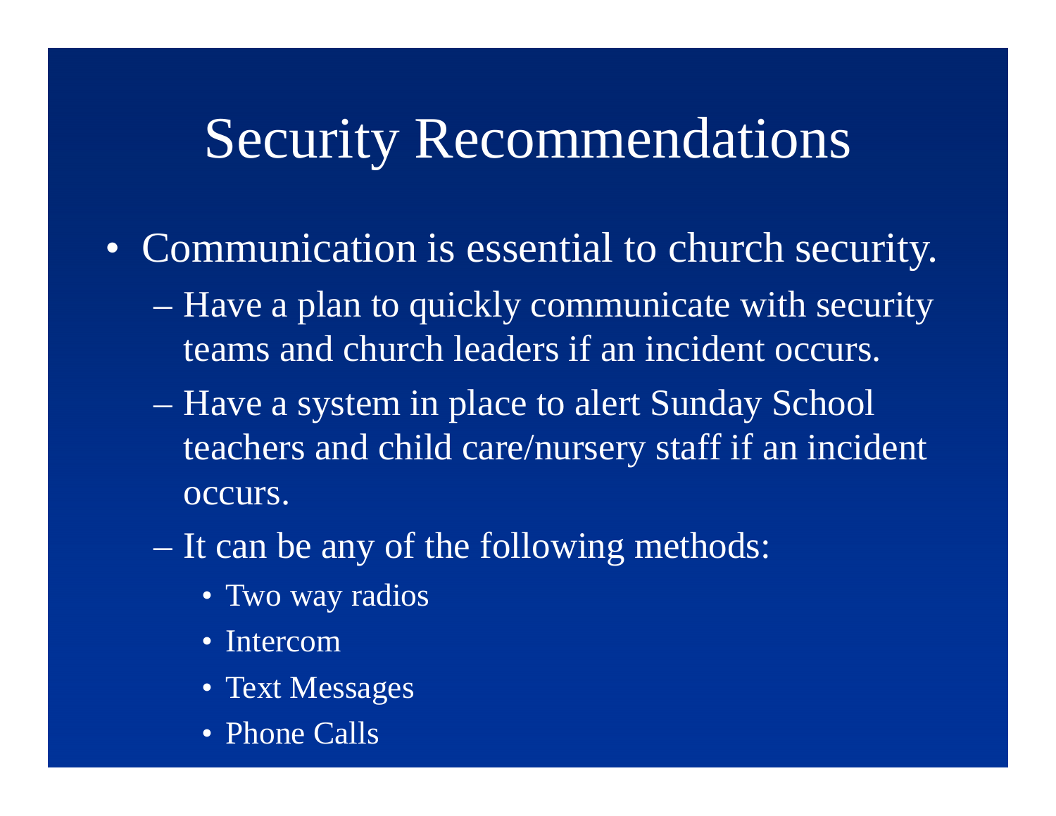# Security Recommendations

- Communication is essential to church security.
  - Have a plan to quickly communicate with security teams and church leaders if an incident occurs.
  - Have a system in place to alert Sunday School teachers and child care/nursery staff if an incident occurs.
  - It can be any of the following methods:
    - Two way radios
    - Intercom
    - Text Messages
    - Phone Calls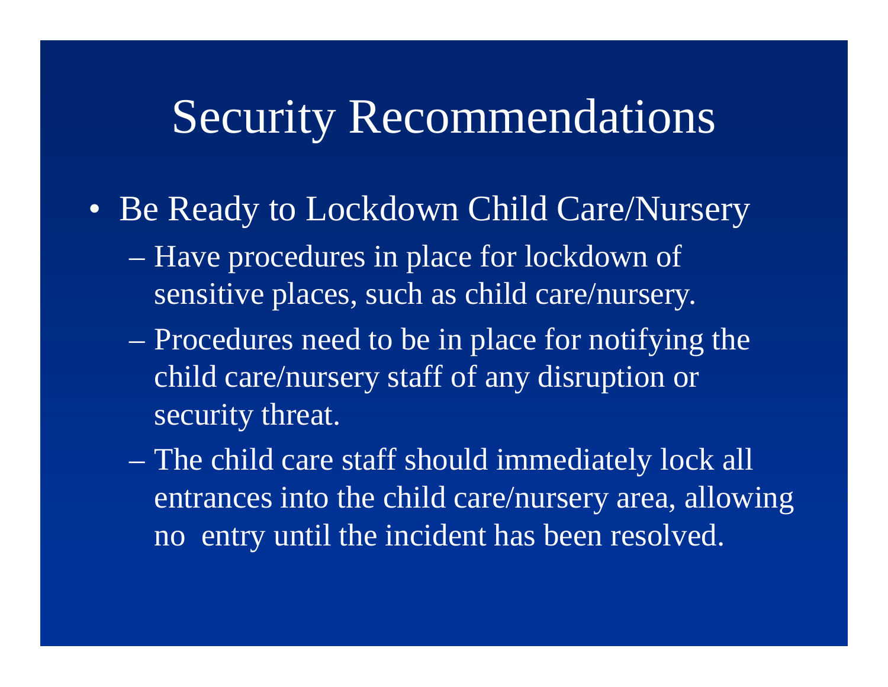# Security Recommendations

- Be Ready to Lockdown Child Care/Nursery
  - Have procedures in place for lockdown of sensitive places, such as child care/nursery.
  - Procedures need to be in place for notifying the child care/nursery staff of any disruption or security threat.
  - The child care staff should immediately lock all entrances into the child care/nursery area, allowing no entry until the incident has been resolved.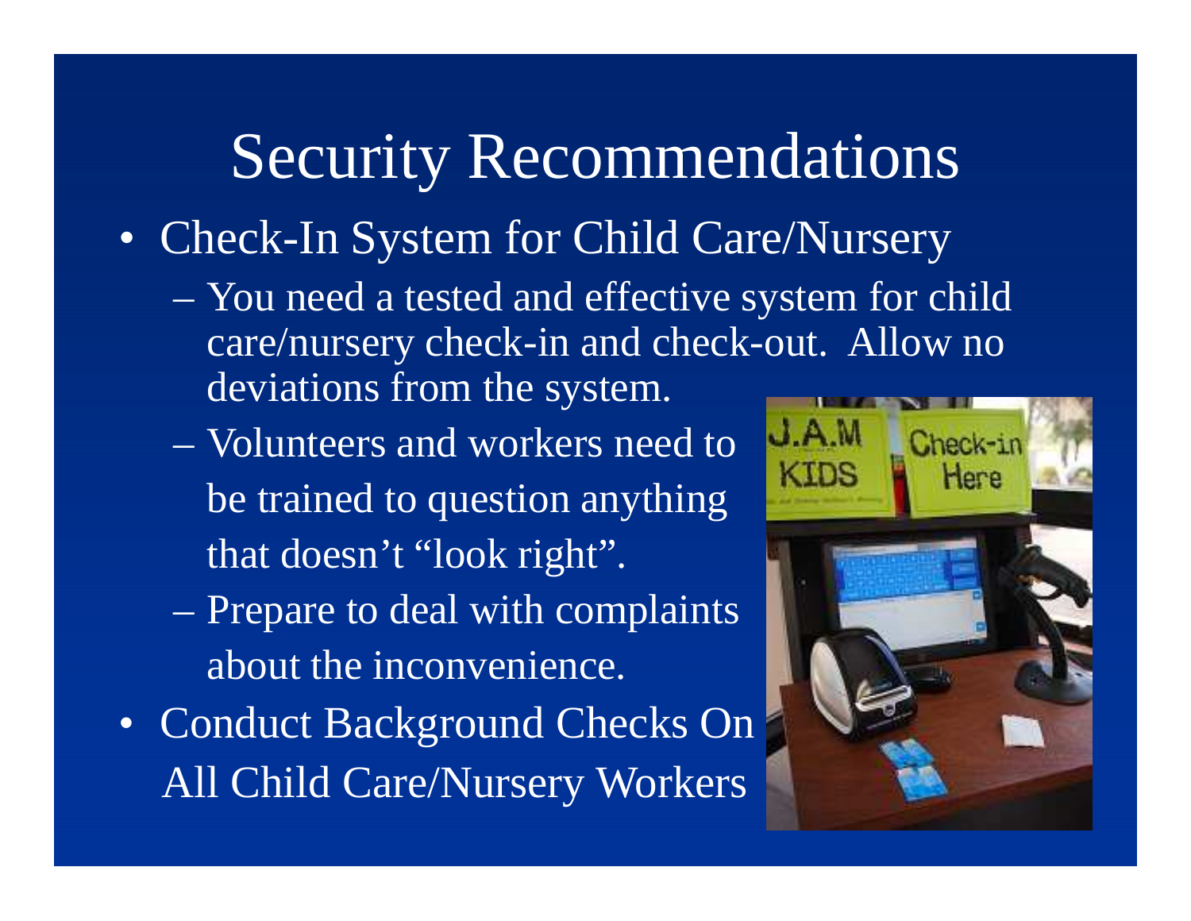# Security Recommendations

- Check-In System for Child Care/Nursery
  - You need a tested and effective system for child care/nursery check-in and check-out. Allow no deviations from the system.
  - Volunteers and workers need to be trained to question anything that doesn't "look right".
  - Prepare to deal with complaints about the inconvenience.
- Conduct Background Checks On All Child Care/Nursery Workers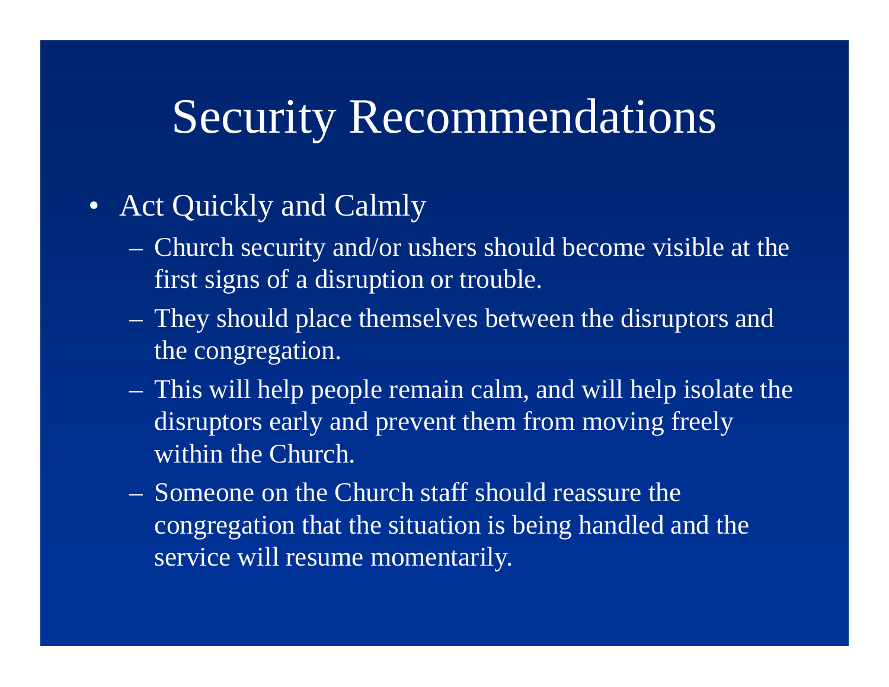# Security Recommendations

- Act Quickly and Calmly
  - Church security and/or ushers should become visible at the first signs of a disruption or trouble.
  - They should place themselves between the disruptors and the congregation.
  - This will help people remain calm, and will help isolate the disruptors early and prevent them from moving freely within the Church.
  - Someone on the Church staff should reassure the congregation that the situation is being handled and the service will resume momentarily.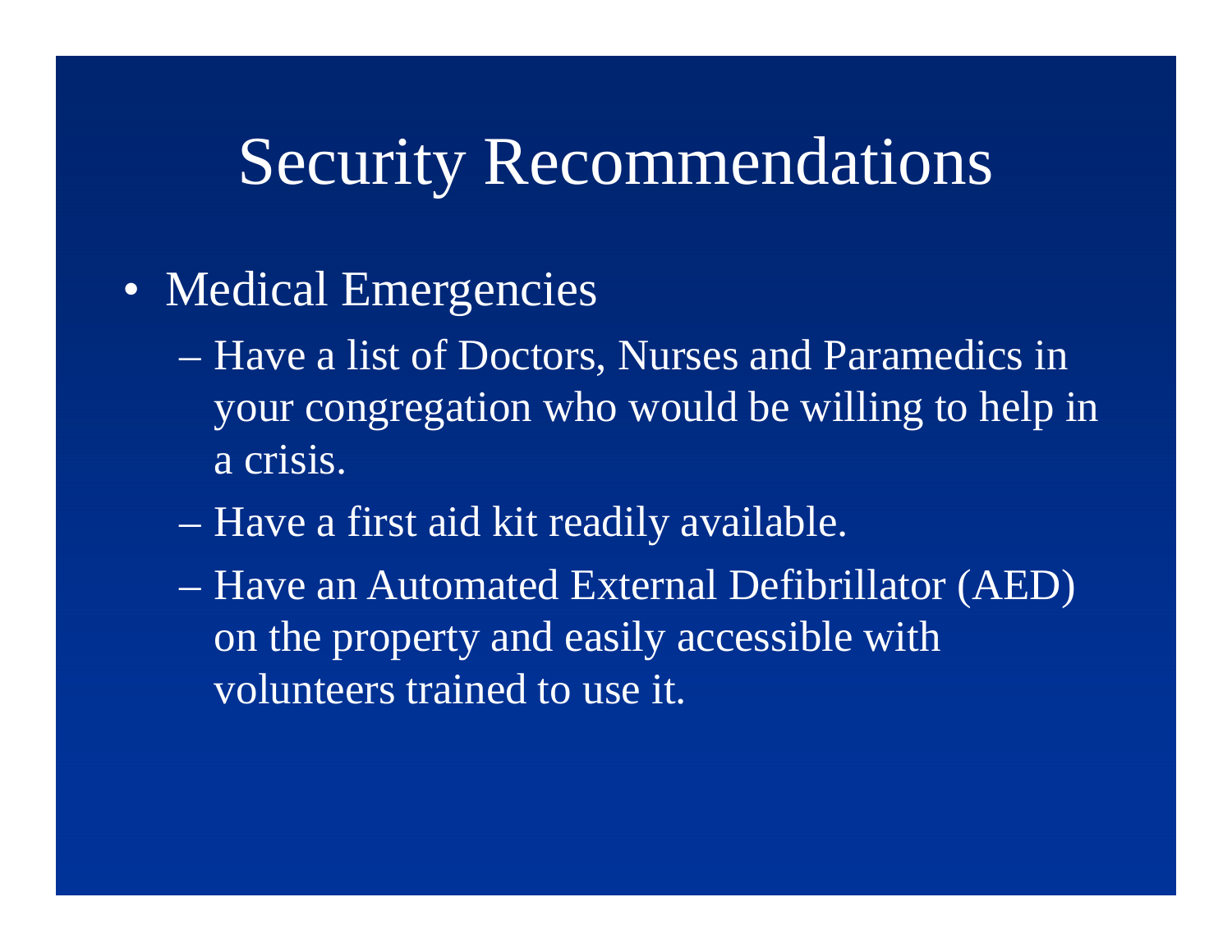# Security Recommendations

- Medical Emergencies
  - Have a list of Doctors, Nurses and Paramedics in your congregation who would be willing to help in a crisis.
  - Have a first aid kit readily available.
  - Have an Automated External Defibrillator (AED) on the property and easily accessible with volunteers trained to use it.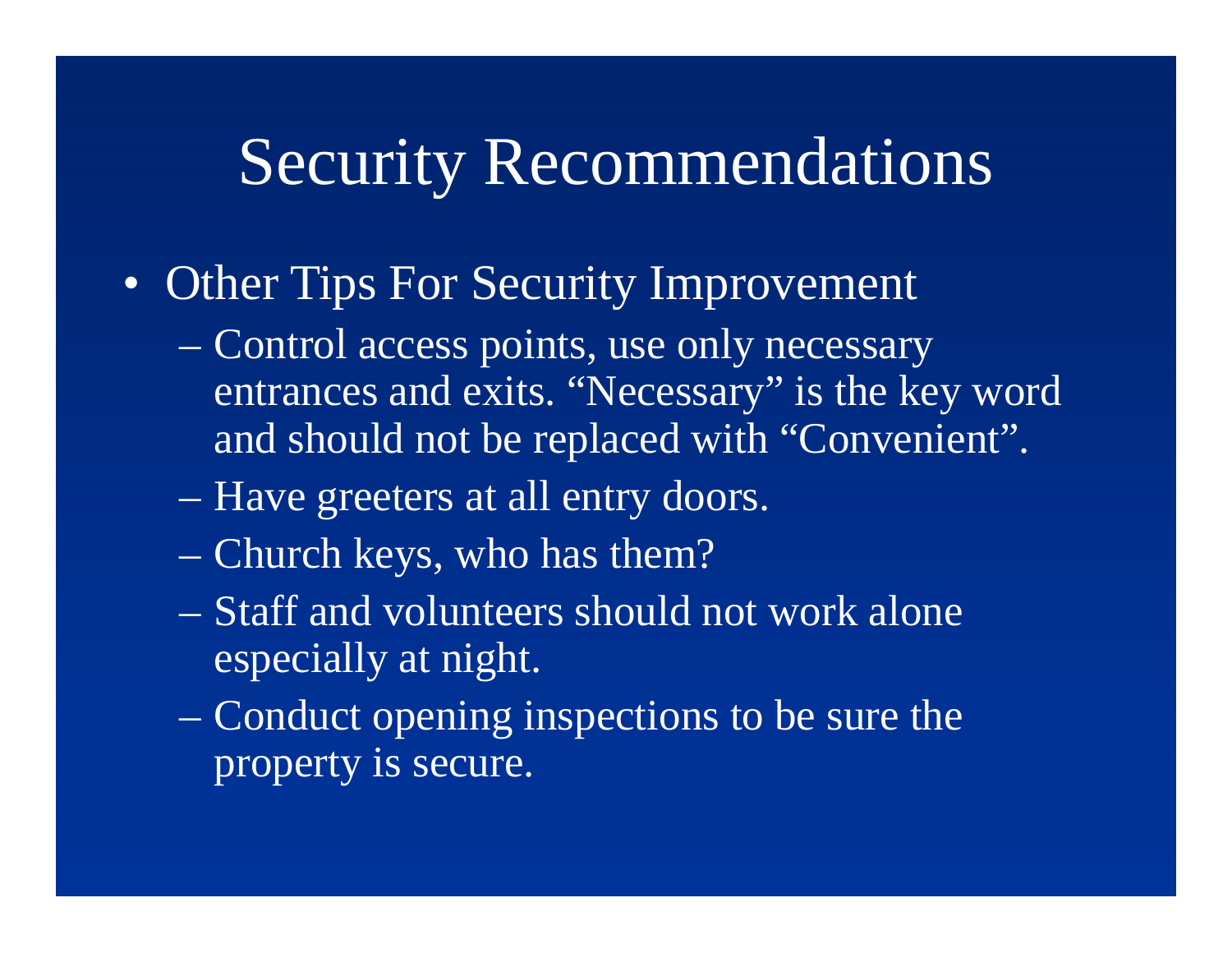# Security Recommendations

- Other Tips For Security Improvement
  - Control access points, use only necessary entrances and exits. “Necessary” is the key word and should not be replaced with “Convenient”.
  - Have greeters at all entry doors.
  - Church keys, who has them?
  - Staff and volunteers should not work alone especially at night.
  - Conduct opening inspections to be sure the property is secure.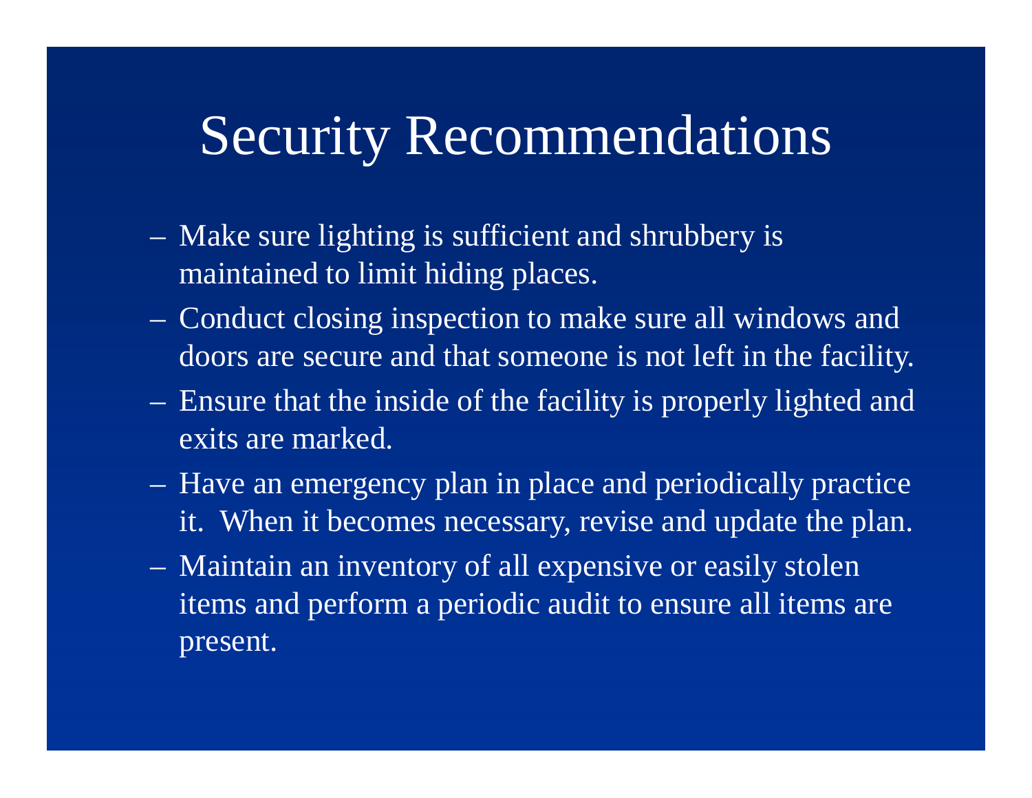# Security Recommendations

- Make sure lighting is sufficient and shrubbery is maintained to limit hiding places.
- Conduct closing inspection to make sure all windows and doors are secure and that someone is not left in the facility.
- Ensure that the inside of the facility is properly lighted and exits are marked.
- Have an emergency plan in place and periodically practice it. When it becomes necessary, revise and update the plan.
- Maintain an inventory of all expensive or easily stolen items and perform a periodic audit to ensure all items are present.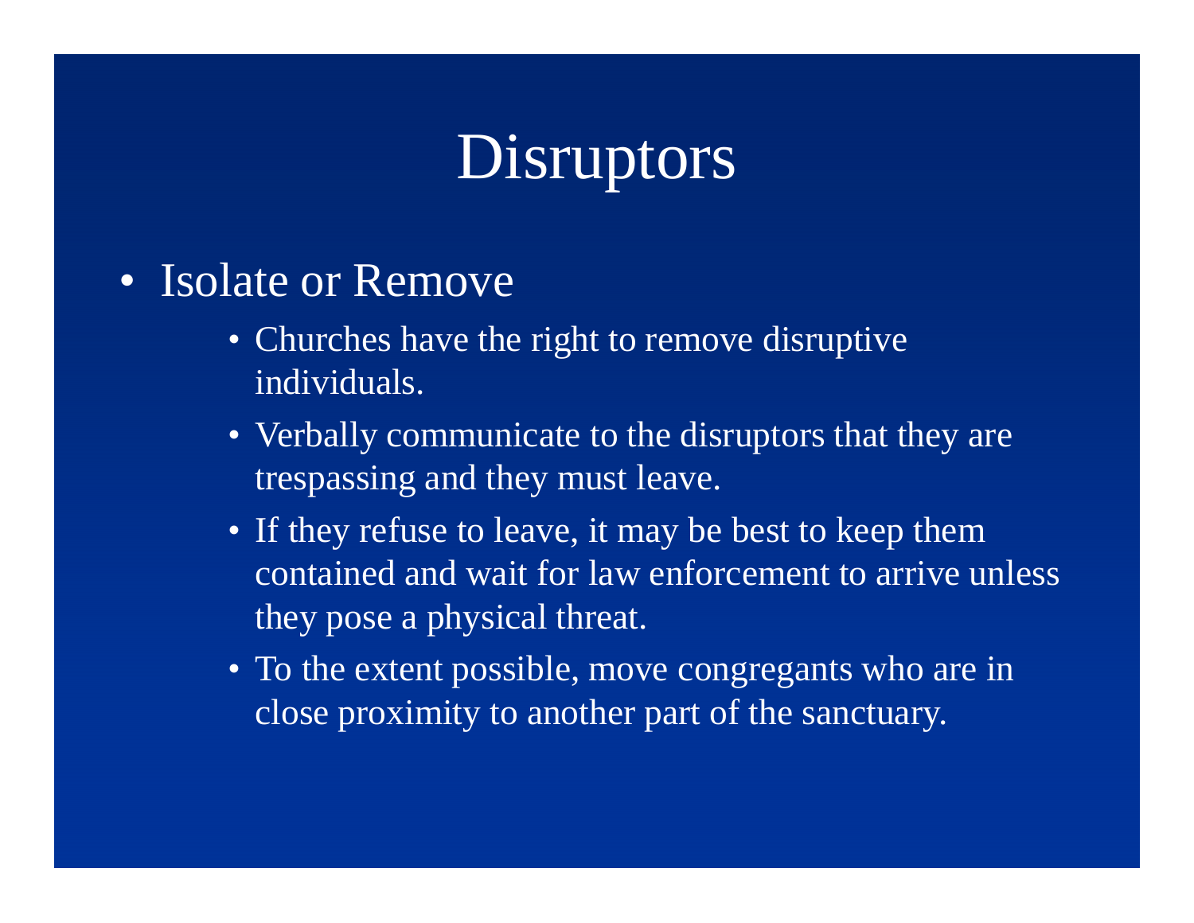# Disruptors

- Isolate or Remove
  - Churches have the right to remove disruptive individuals.
  - Verbally communicate to the disruptors that they are trespassing and they must leave.
  - If they refuse to leave, it may be best to keep them contained and wait for law enforcement to arrive unless they pose a physical threat.
  - To the extent possible, move congregants who are in close proximity to another part of the sanctuary.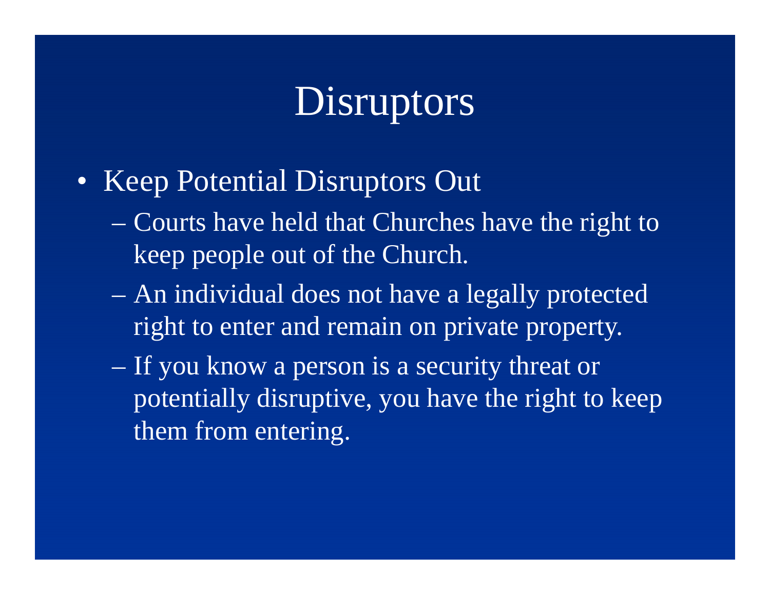# Disruptors

- Keep Potential Disruptors Out
  - Courts have held that Churches have the right to keep people out of the Church.
  - An individual does not have a legally protected right to enter and remain on private property.
  - If you know a person is a security threat or potentially disruptive, you have the right to keep them from entering.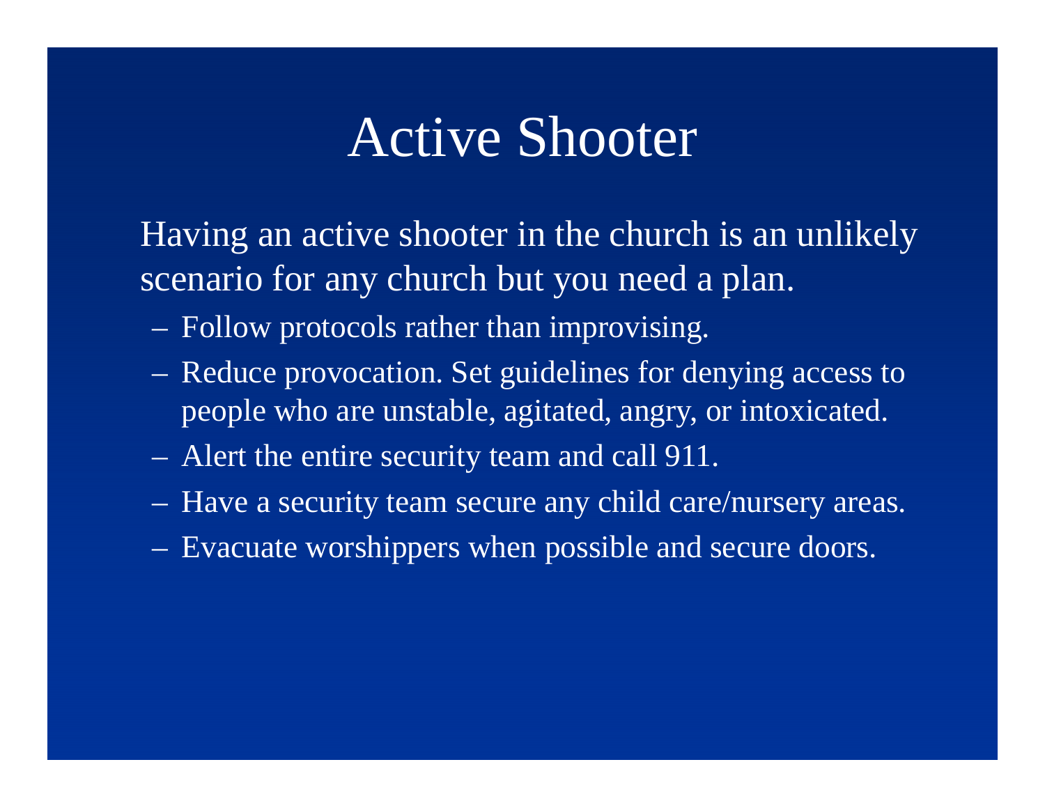# Active Shooter

Having an active shooter in the church is an unlikely scenario for any church but you need a plan.

- Follow protocols rather than improvising.
- Reduce provocation. Set guidelines for denying access to people who are unstable, agitated, angry, or intoxicated.
- Alert the entire security team and call 911.
- Have a security team secure any child care/nursery areas.
- Evacuate worshippers when possible and secure doors.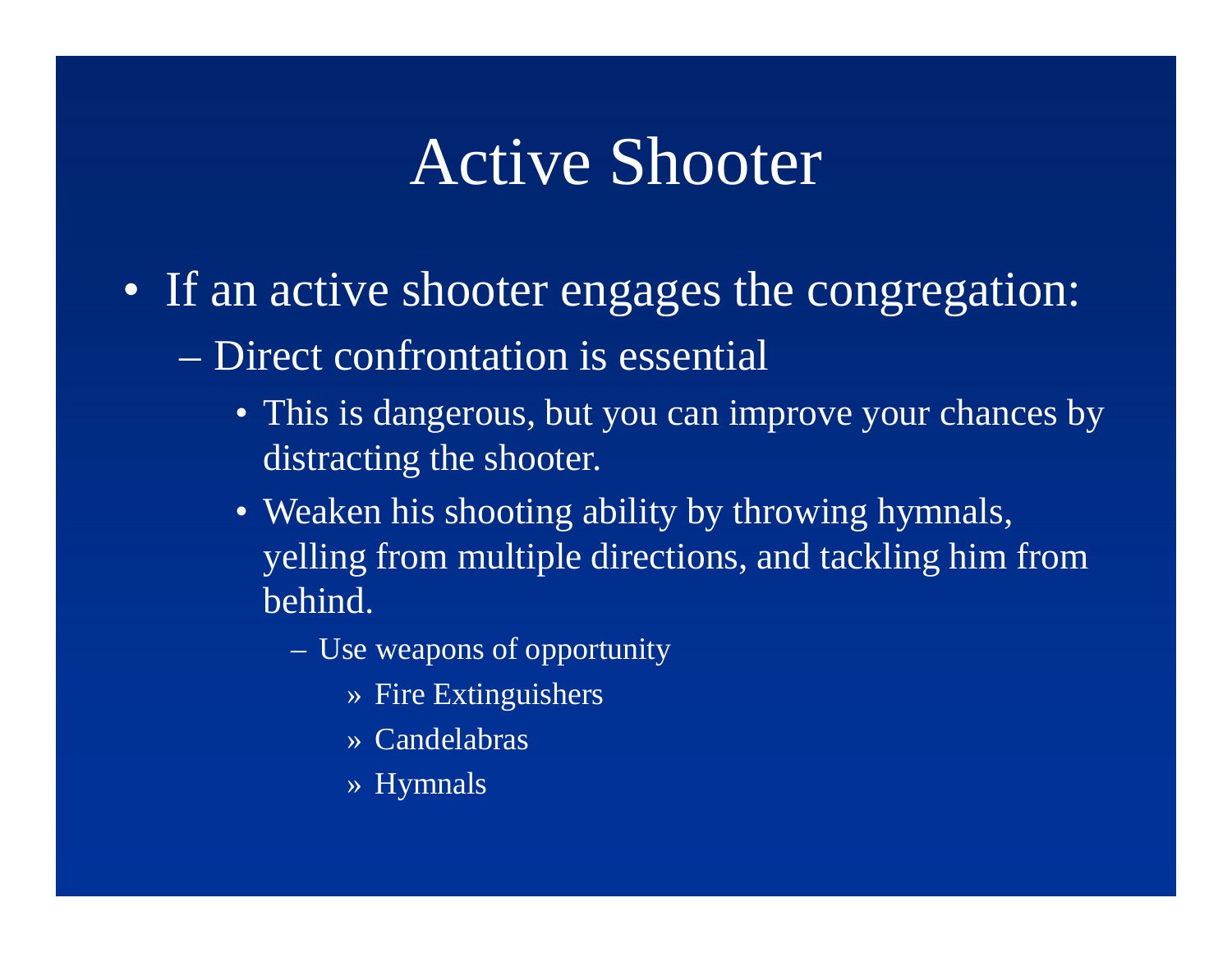# Active Shooter

- If an active shooter engages the congregation:
  - Direct confrontation is essential
    - This is dangerous, but you can improve your chances by distracting the shooter.
    - Weaken his shooting ability by throwing hymnals, yelling from multiple directions, and tackling him from behind.
      - Use weapons of opportunity
        - Fire Extinguishers
        - Candelabras
        - Hymnals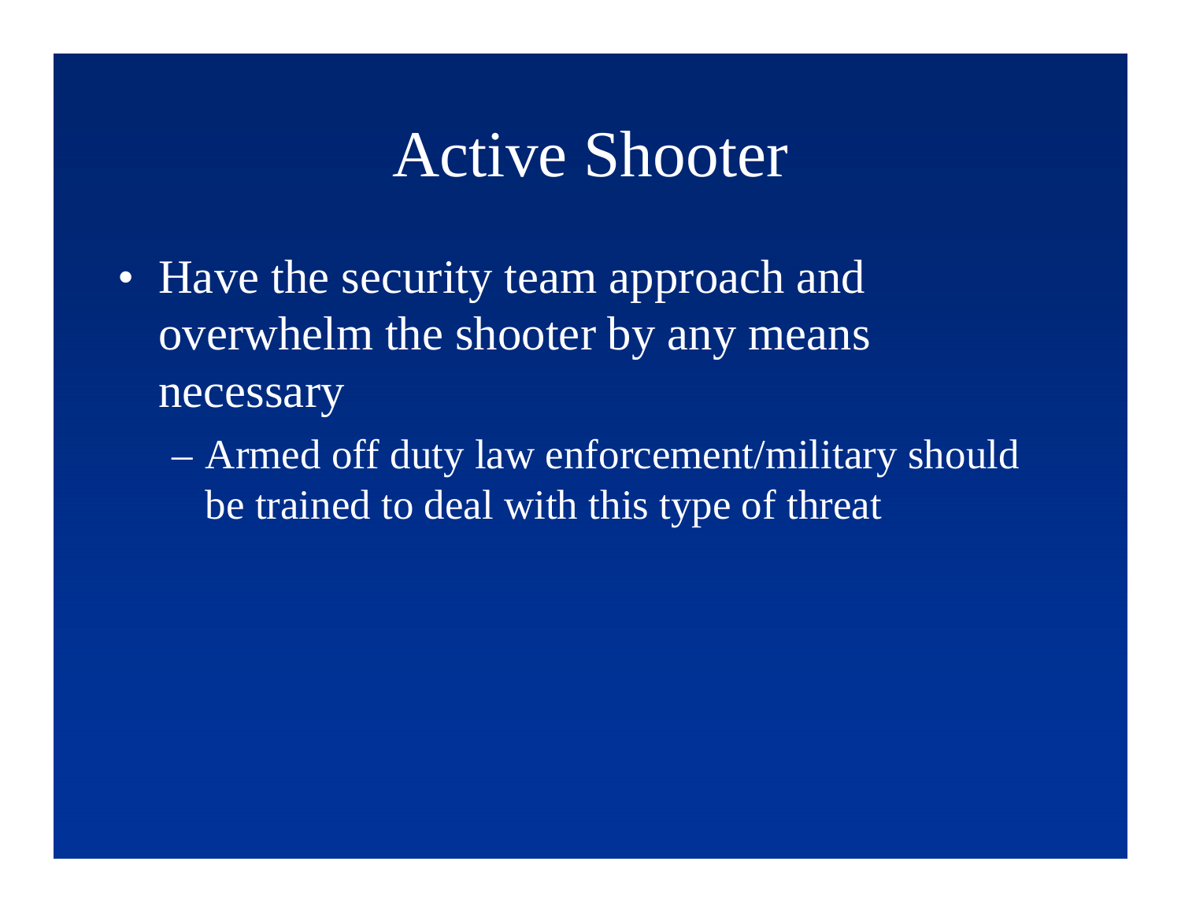# Active Shooter

- Have the security team approach and overwhelm the shooter by any means necessary
  - Armed off duty law enforcement/military should be trained to deal with this type of threat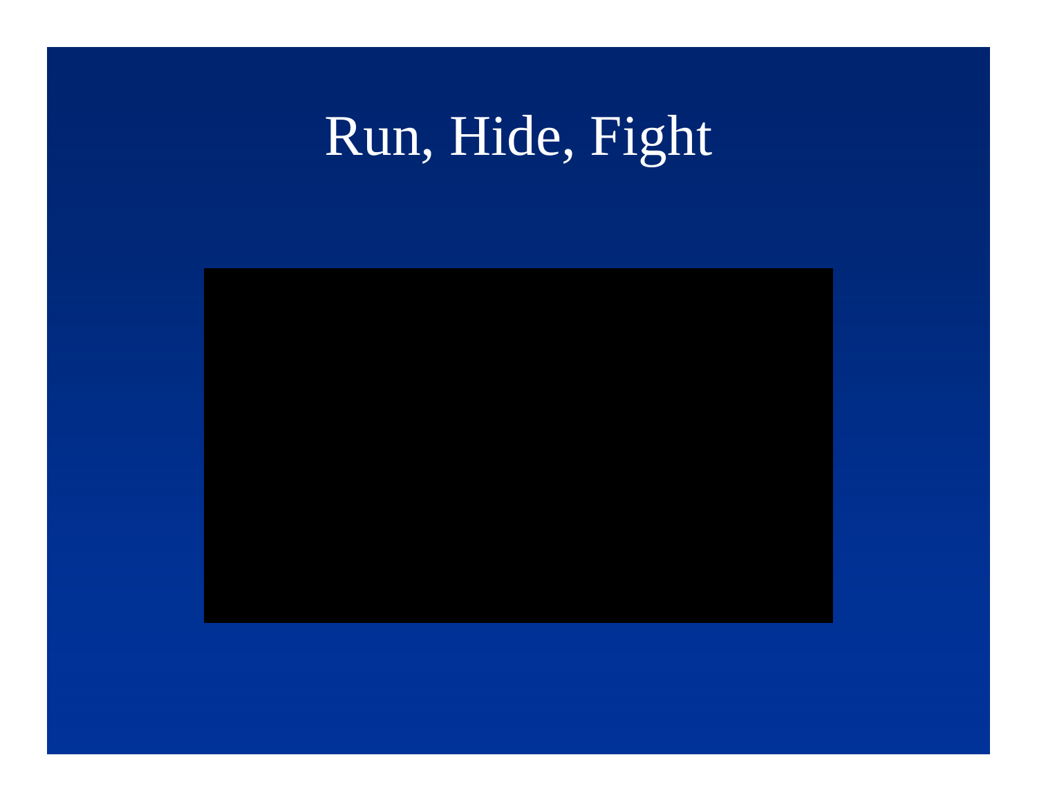# Run, Hide, Fight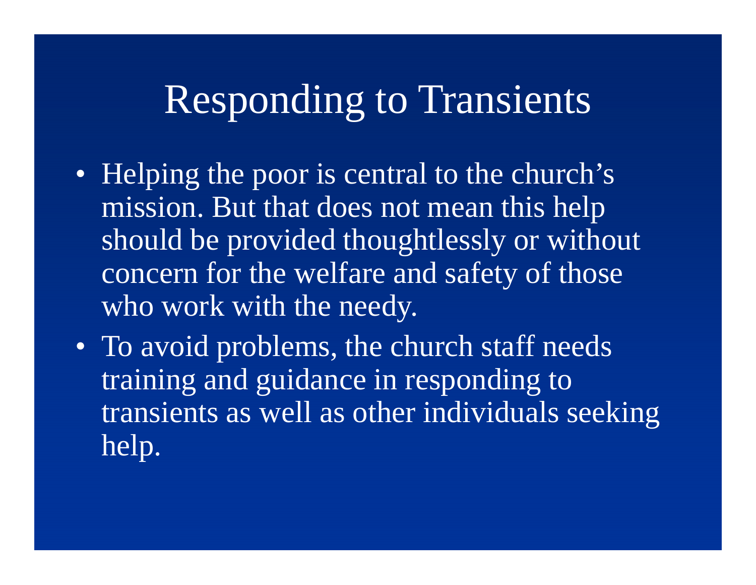# Responding to Transients

- Helping the poor is central to the church's mission. But that does not mean this help should be provided thoughtlessly or without concern for the welfare and safety of those who work with the needy.
- To avoid problems, the church staff needs training and guidance in responding to transients as well as other individuals seeking help.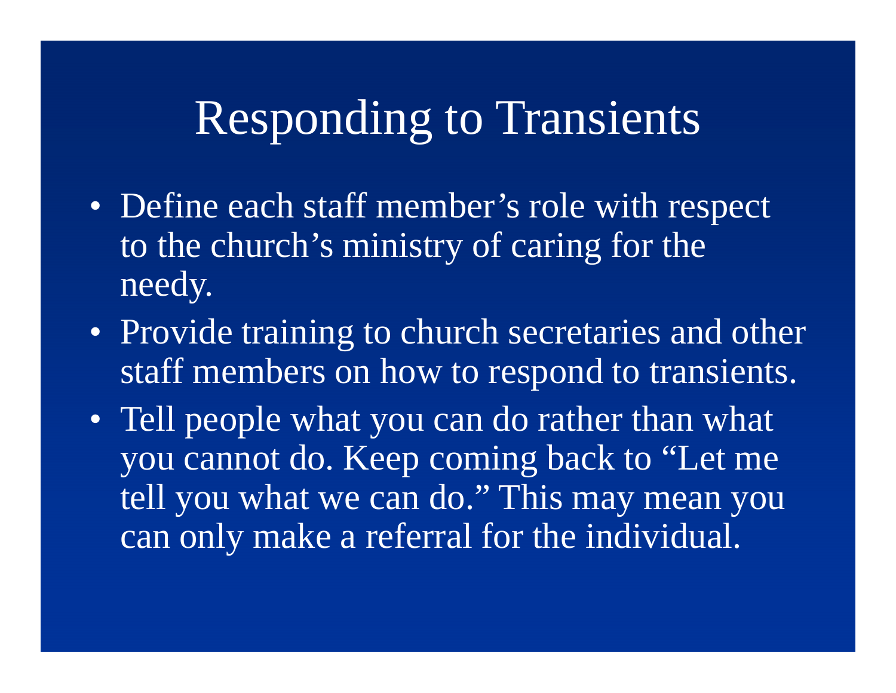# Responding to Transients

- Define each staff member’s role with respect to the church’s ministry of caring for the needy.
- Provide training to church secretaries and other staff members on how to respond to transients.
- Tell people what you can do rather than what you cannot do. Keep coming back to “Let me tell you what we can do.” This may mean you can only make a referral for the individual.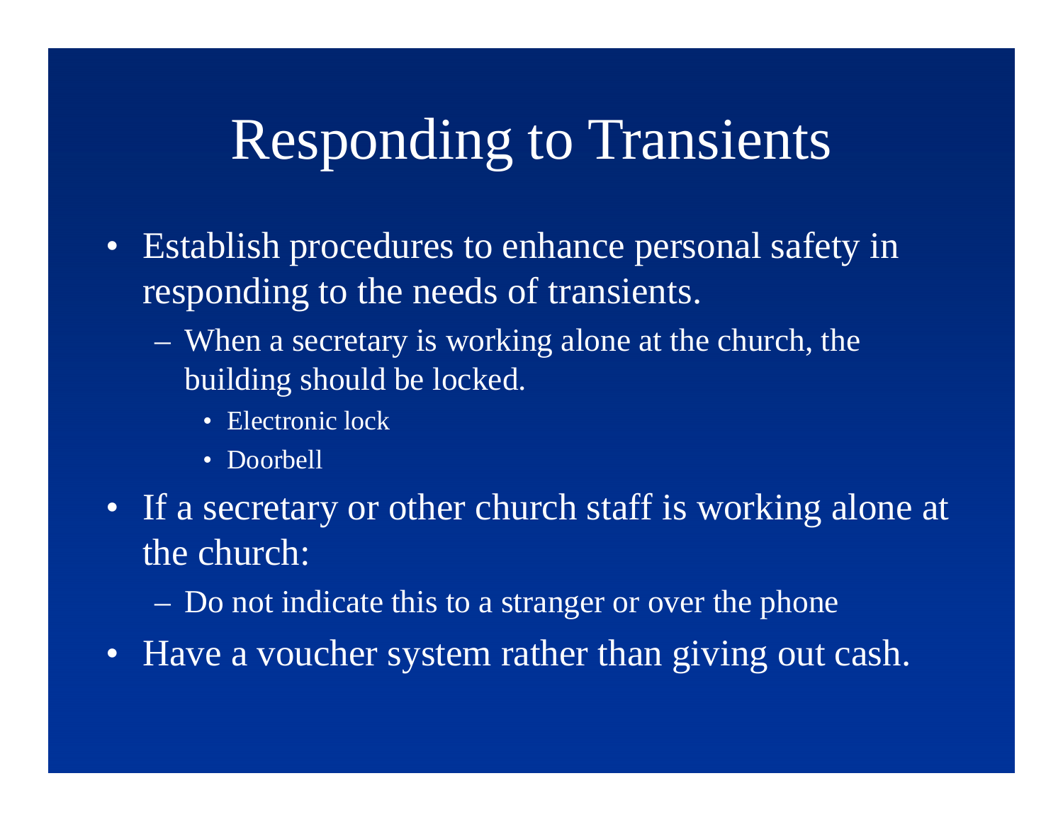# Responding to Transients

- Establish procedures to enhance personal safety in responding to the needs of transients.
  - When a secretary is working alone at the church, the building should be locked.
    - Electronic lock
    - Doorbell
- If a secretary or other church staff is working alone at the church:
  - Do not indicate this to a stranger or over the phone
- Have a voucher system rather than giving out cash.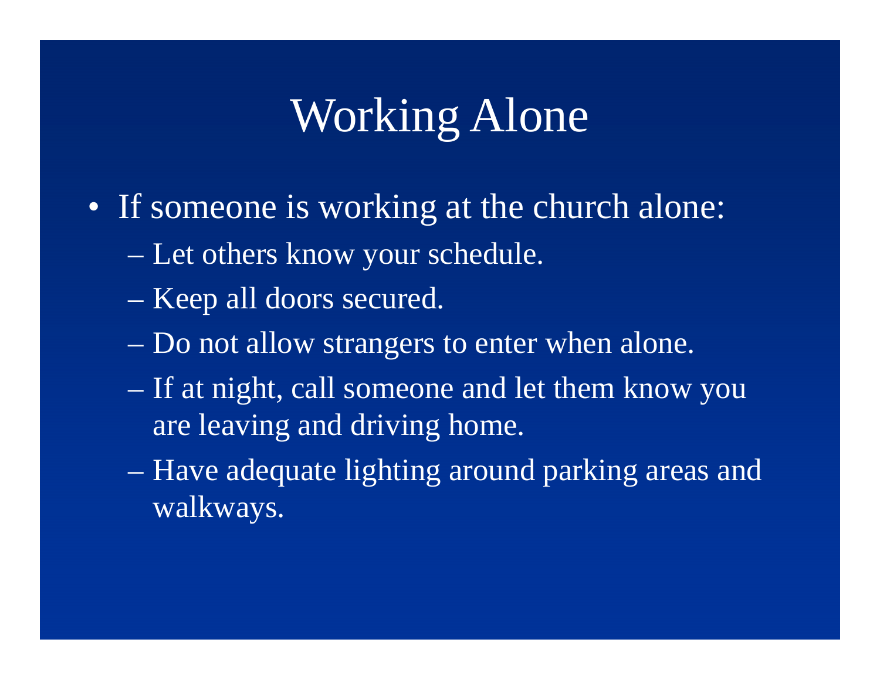# Working Alone

- If someone is working at the church alone:
  - Let others know your schedule.
  - Keep all doors secured.
  - Do not allow strangers to enter when alone.
  - If at night, call someone and let them know you are leaving and driving home.
  - Have adequate lighting around parking areas and walkways.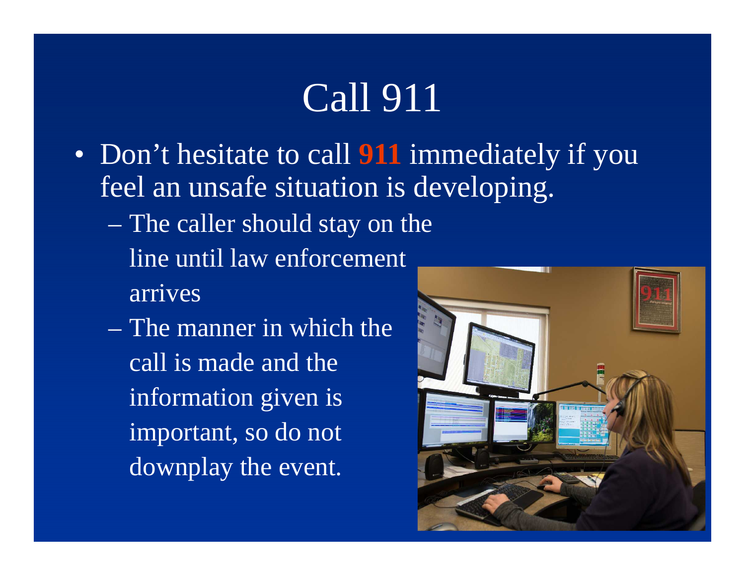# Call 911

- Don't hesitate to call **911** immediately if you feel an unsafe situation is developing.
  - The caller should stay on the line until law enforcement arrives
  - The manner in which the call is made and the information given is important, so do not downplay the event.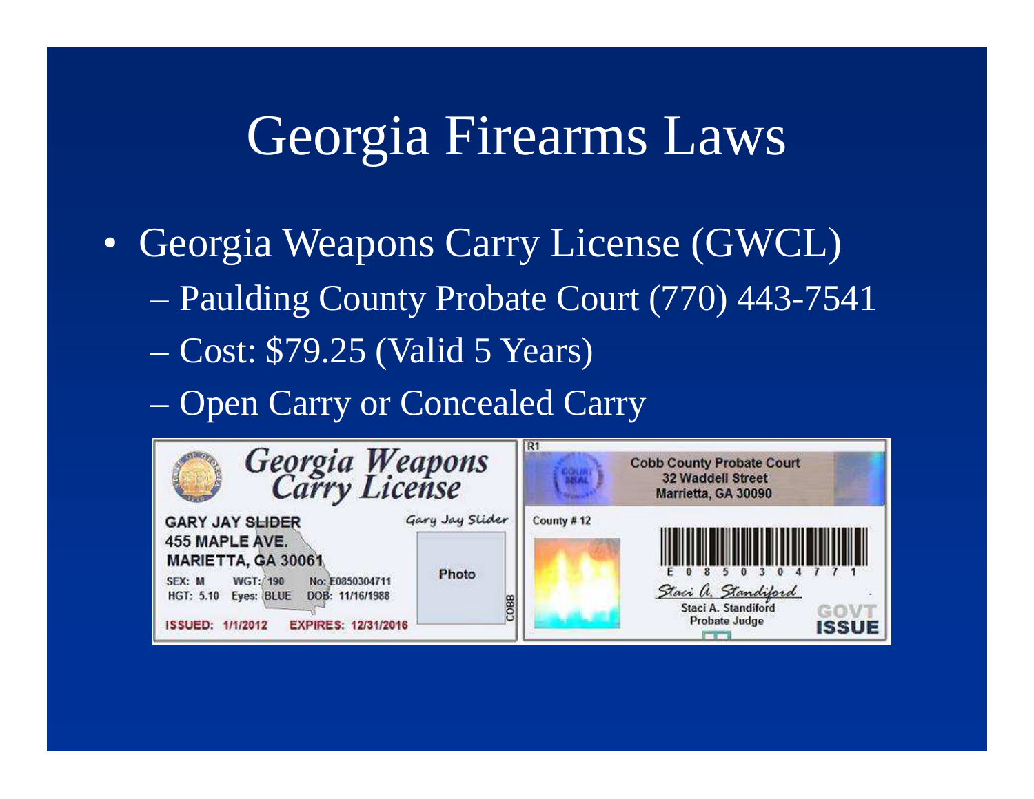# Georgia Firearms Laws

- Georgia Weapons Carry License (GWCL)
  - Paulding County Probate Court (770) 443-7541
  - Cost: $79.25 (Valid 5 Years)
  - Open Carry or Concealed Carry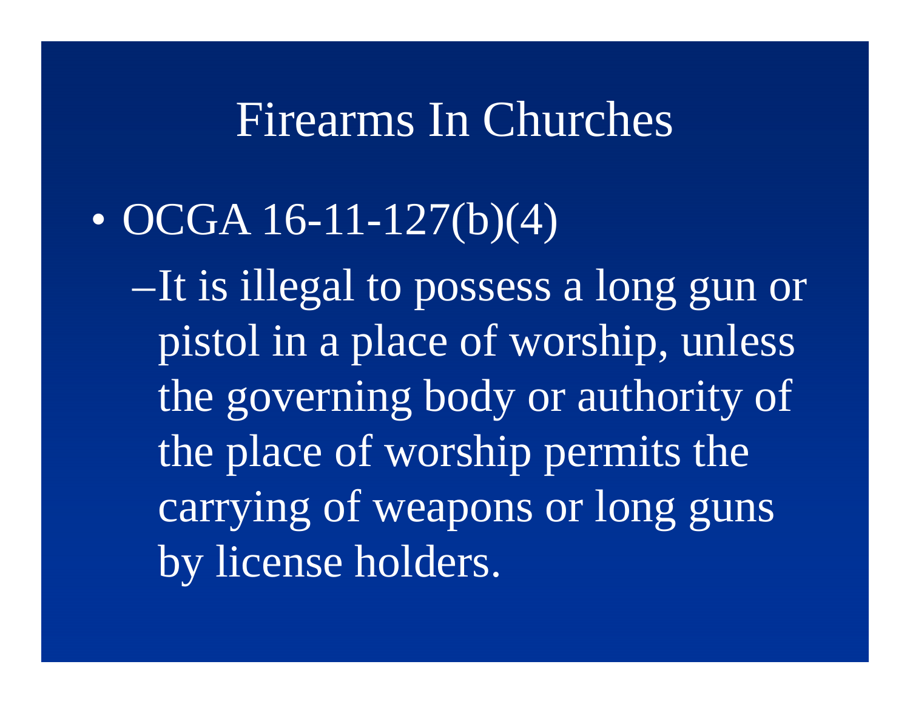# Firearms In Churches

- OCGA 16-11-127(b)(4)
  - It is illegal to possess a long gun or pistol in a place of worship, unless the governing body or authority of the place of worship permits the carrying of weapons or long guns by license holders.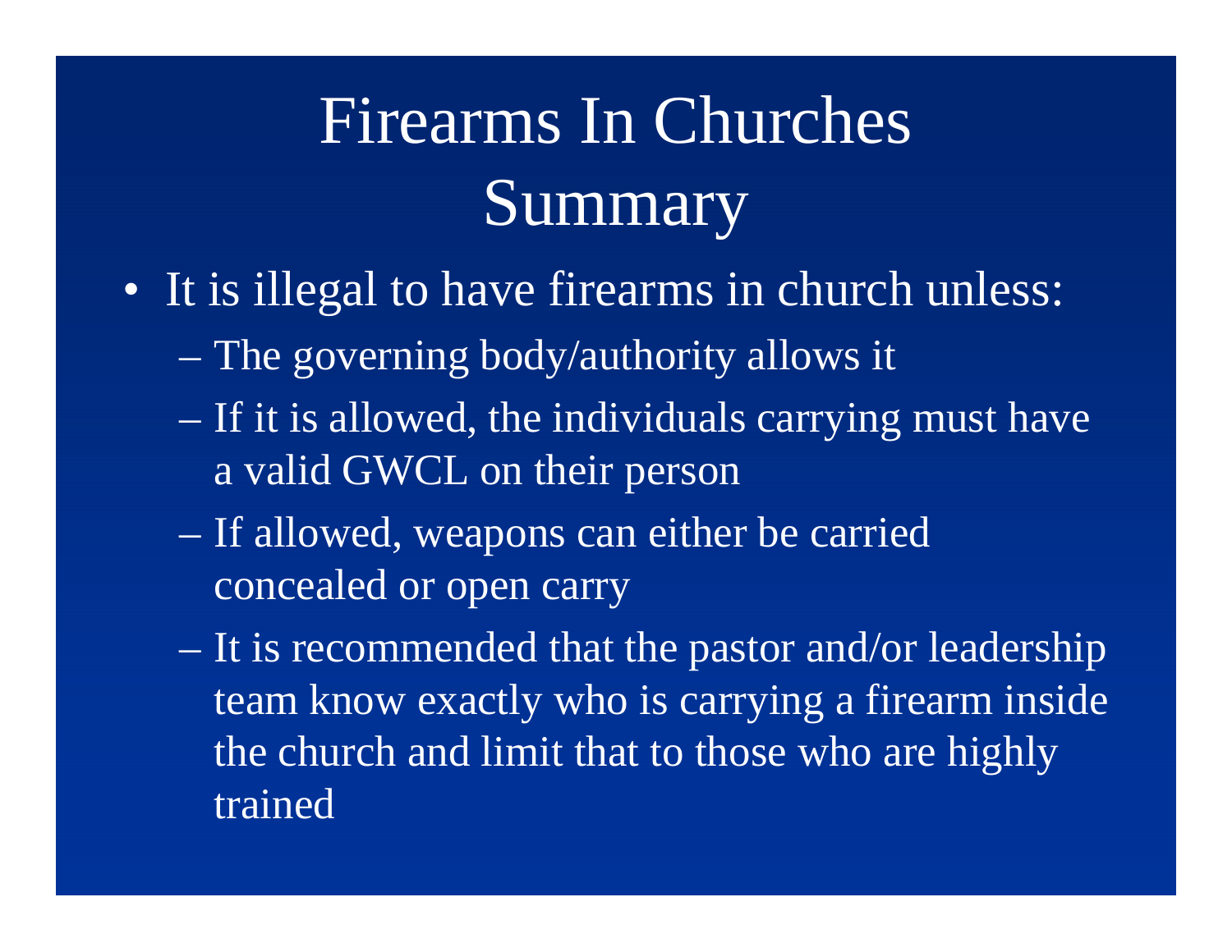# Firearms In Churches Summary

- It is illegal to have firearms in church unless:
  - The governing body/authority allows it
  - If it is allowed, the individuals carrying must have a valid GWCL on their person
  - If allowed, weapons can either be carried concealed or open carry
  - It is recommended that the pastor and/or leadership team know exactly who is carrying a firearm inside the church and limit that to those who are highly trained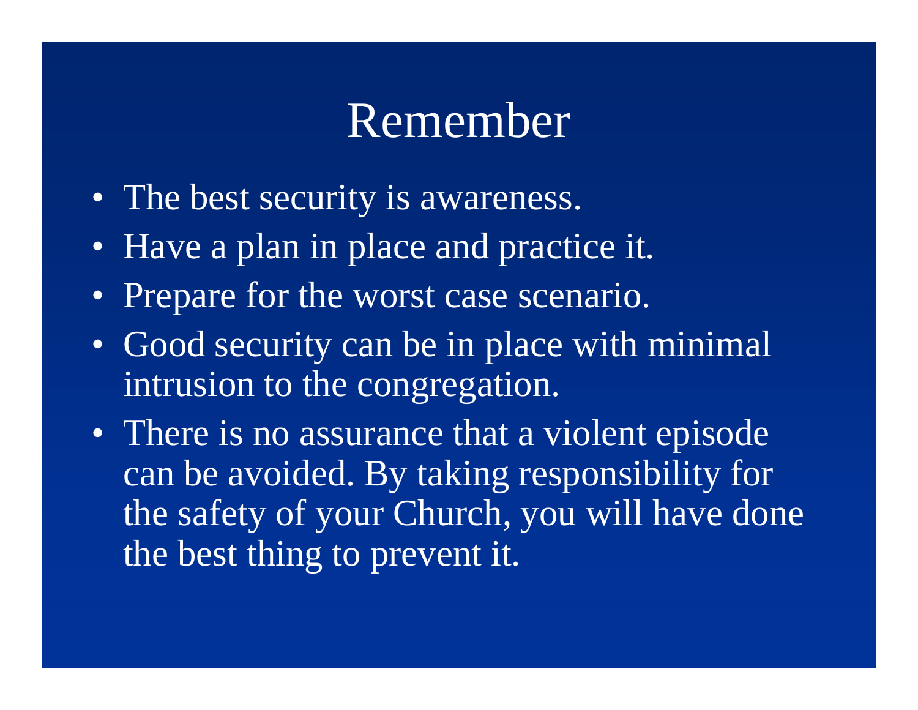# Remember

- The best security is awareness.
- Have a plan in place and practice it.
- Prepare for the worst case scenario.
- Good security can be in place with minimal intrusion to the congregation.
- There is no assurance that a violent episode can be avoided. By taking responsibility for the safety of your Church, you will have done the best thing to prevent it.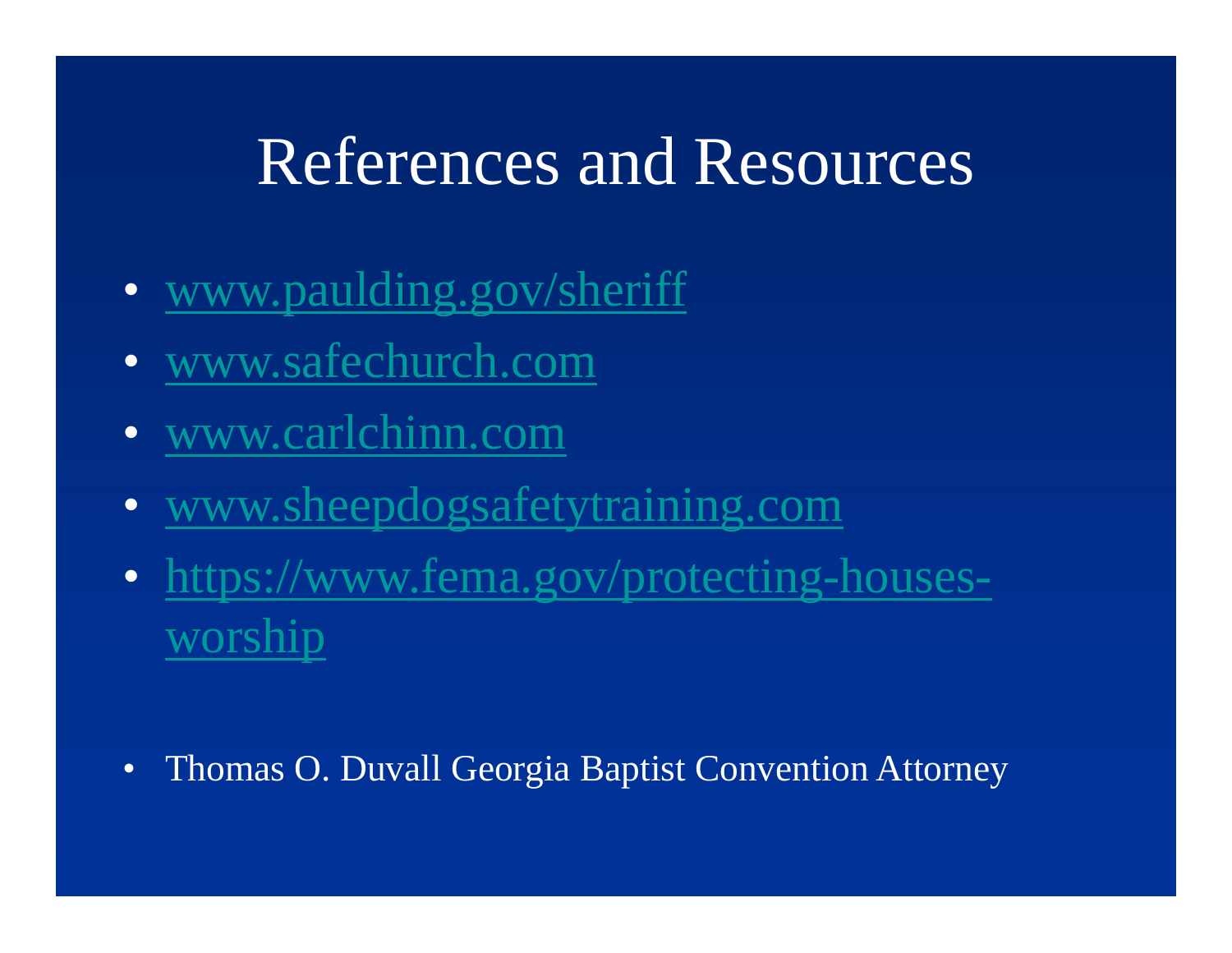# References and Resources

- www.paulding.gov/sheriff
- www.safechurch.com
- www.carlchinn.com
- www.sheepdogsafetytraining.com
- https://www.fema.gov/protecting-houses-worship

- Thomas O. Duvall Georgia Baptist Convention Attorney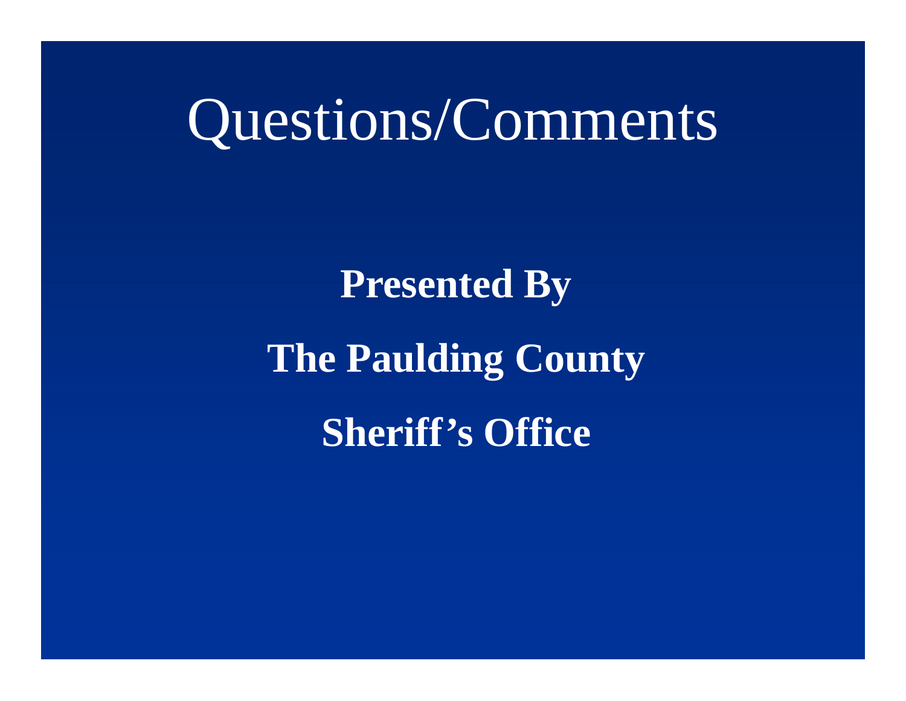# Questions/Comments

**Presented By**

**The Paulding County**

**Sheriff’s Office**